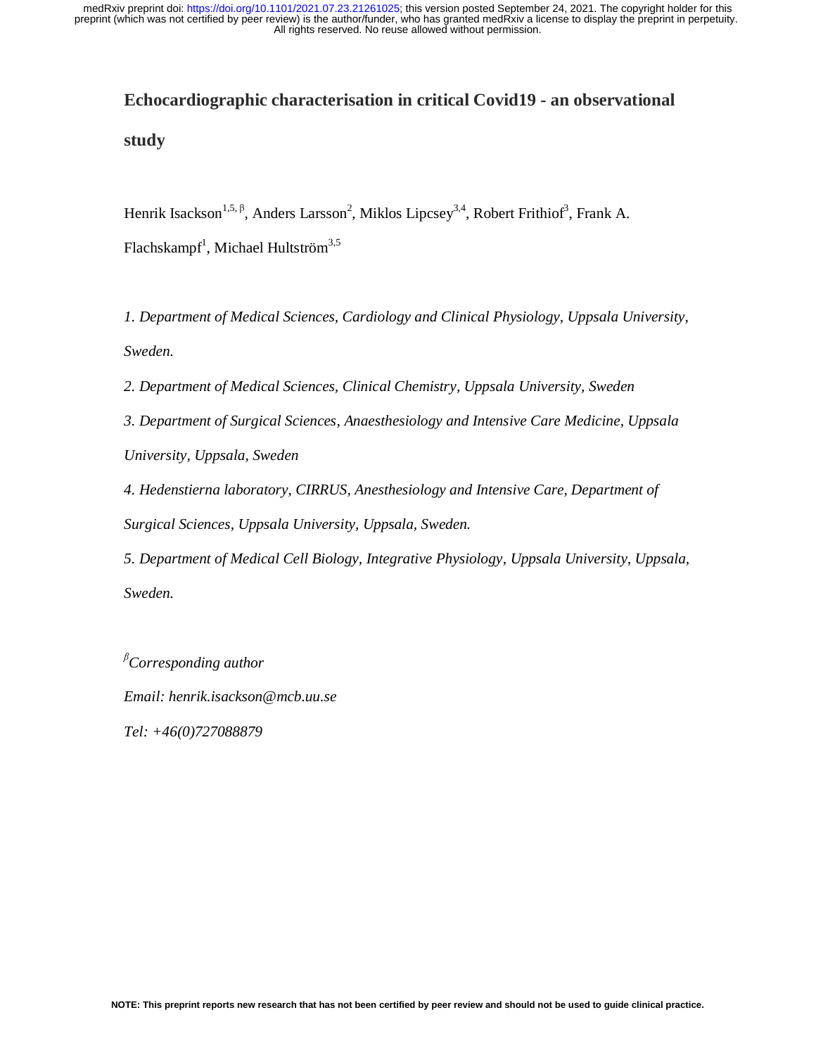# Echocardiographic characterisation in critical Covid19 - an observational study

Henrik Isackson[1,5, β], Anders Larsson[2], Miklos Lipcsey[3,4], Robert Frithiof[3], Frank A. Flachskampf[1], Michael Hultström[3,5]

*1. Department of Medical Sciences, Cardiology and Clinical Physiology, Uppsala University, Sweden.*

*2. Department of Medical Sciences, Clinical Chemistry, Uppsala University, Sweden*

*3. Department of Surgical Sciences, Anaesthesiology and Intensive Care Medicine, Uppsala University, Uppsala, Sweden*

*4. Hedenstierna laboratory, CIRRUS, Anesthesiology and Intensive Care, Department of Surgical Sciences, Uppsala University, Uppsala, Sweden.*

*5. Department of Medical Cell Biology, Integrative Physiology, Uppsala University, Uppsala, Sweden.*

[β]*Corresponding author*

*Email: henrik.isackson@mcb.uu.se*

*Tel: +46(0)727088879*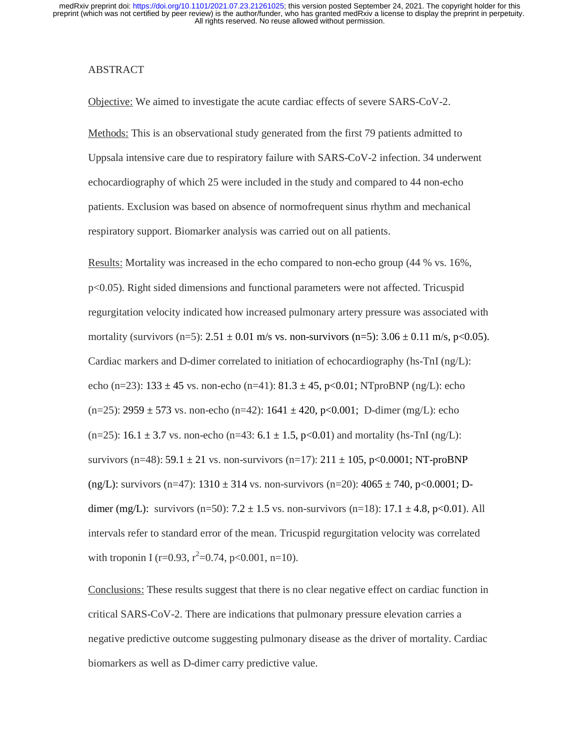ABSTRACT

Objective: We aimed to investigate the acute cardiac effects of severe SARS-CoV-2.

Methods: This is an observational study generated from the first 79 patients admitted to Uppsala intensive care due to respiratory failure with SARS-CoV-2 infection. 34 underwent echocardiography of which 25 were included in the study and compared to 44 non-echo patients. Exclusion was based on absence of normofrequent sinus rhythm and mechanical respiratory support. Biomarker analysis was carried out on all patients.

Results: Mortality was increased in the echo compared to non-echo group (44 % vs. 16%, $p<0.05$). Right sided dimensions and functional parameters were not affected. Tricuspid regurgitation velocity indicated how increased pulmonary artery pressure was associated with mortality (survivors (n=5): $2.51 \pm 0.01$ m/s vs. non-survivors (n=5): $3.06 \pm 0.11$ m/s, $p<0.05$). Cardiac markers and D-dimer correlated to initiation of echocardiography (hs-TnI (ng/L): echo (n=23): $133 \pm 45$ vs. non-echo (n=41): $81.3 \pm 45$, $p<0.01$; NTproBNP (ng/L): echo (n=25): $2959 \pm 573$ vs. non-echo (n=42): $1641 \pm 420$, $p<0.001$; D-dimer (mg/L): echo (n=25): $16.1 \pm 3.7$ vs. non-echo (n=43: $6.1 \pm 1.5$, $p<0.01$) and mortality (hs-TnI (ng/L): survivors (n=48): $59.1 \pm 21$ vs. non-survivors (n=17): $211 \pm 105$, $p<0.0001$; NT-proBNP (ng/L): survivors (n=47): $1310 \pm 314$ vs. non-survivors (n=20): $4065 \pm 740$, $p<0.0001$; D-dimer (mg/L): survivors (n=50): $7.2 \pm 1.5$ vs. non-survivors (n=18): $17.1 \pm 4.8$, $p<0.01$). All intervals refer to standard error of the mean. Tricuspid regurgitation velocity was correlated with troponin I ($r=0.93$, $r^2=0.74$, $p<0.001$, n=10).

Conclusions: These results suggest that there is no clear negative effect on cardiac function in critical SARS-CoV-2. There are indications that pulmonary pressure elevation carries a negative predictive outcome suggesting pulmonary disease as the driver of mortality. Cardiac biomarkers as well as D-dimer carry predictive value.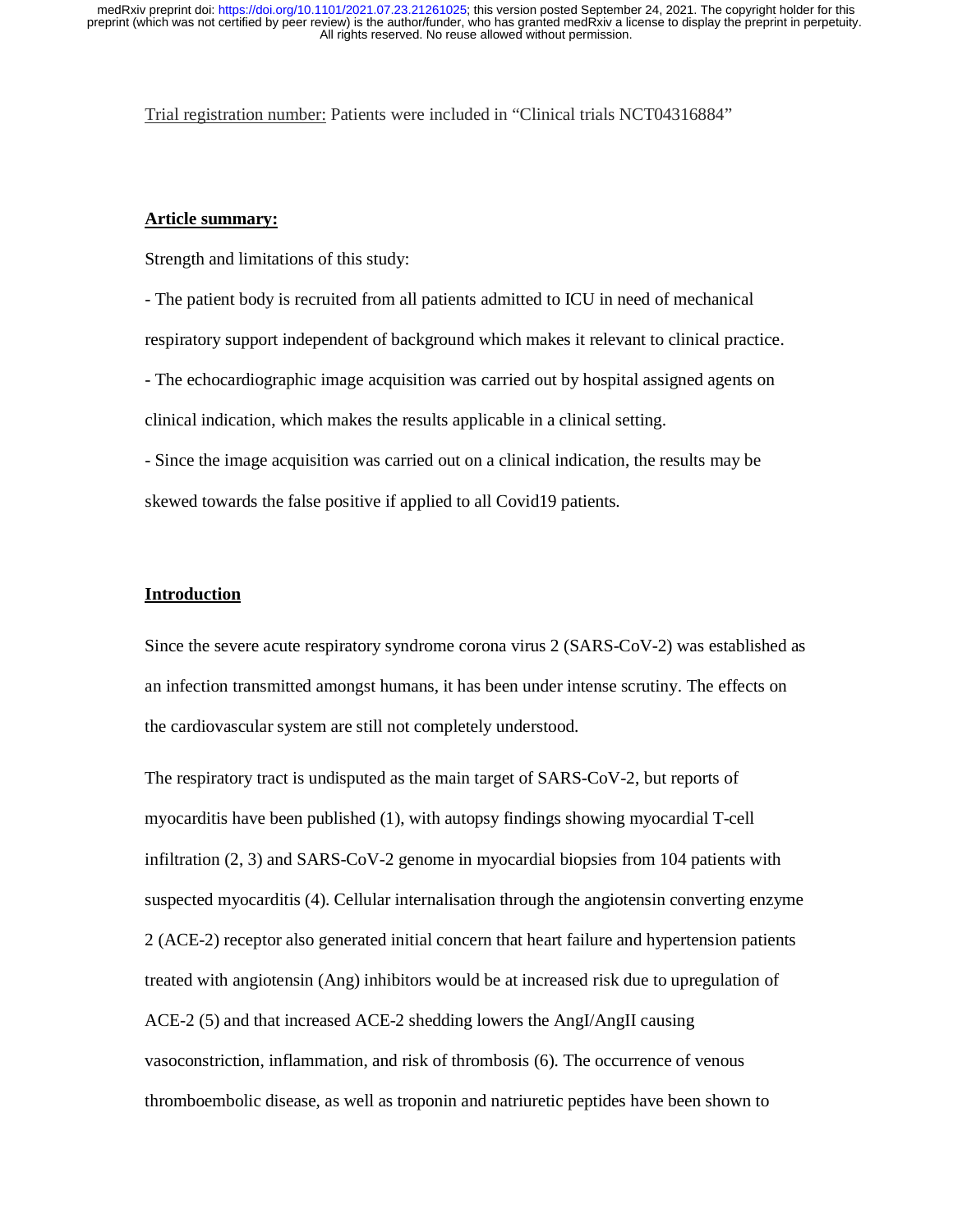Trial registration number: Patients were included in "Clinical trials NCT04316884"

## Article summary:

Strength and limitations of this study:

- The patient body is recruited from all patients admitted to ICU in need of mechanical respiratory support independent of background which makes it relevant to clinical practice.
- The echocardiographic image acquisition was carried out by hospital assigned agents on clinical indication, which makes the results applicable in a clinical setting.
- Since the image acquisition was carried out on a clinical indication, the results may be skewed towards the false positive if applied to all Covid19 patients.

## Introduction

Since the severe acute respiratory syndrome corona virus 2 (SARS-CoV-2) was established as an infection transmitted amongst humans, it has been under intense scrutiny. The effects on the cardiovascular system are still not completely understood.

The respiratory tract is undisputed as the main target of SARS-CoV-2, but reports of myocarditis have been published (1), with autopsy findings showing myocardial T-cell infiltration (2, 3) and SARS-CoV-2 genome in myocardial biopsies from 104 patients with suspected myocarditis (4). Cellular internalisation through the angiotensin converting enzyme 2 (ACE-2) receptor also generated initial concern that heart failure and hypertension patients treated with angiotensin (Ang) inhibitors would be at increased risk due to upregulation of ACE-2 (5) and that increased ACE-2 shedding lowers the AngI/AngII causing vasoconstriction, inflammation, and risk of thrombosis (6). The occurrence of venous thromboembolic disease, as well as troponin and natriuretic peptides have been shown to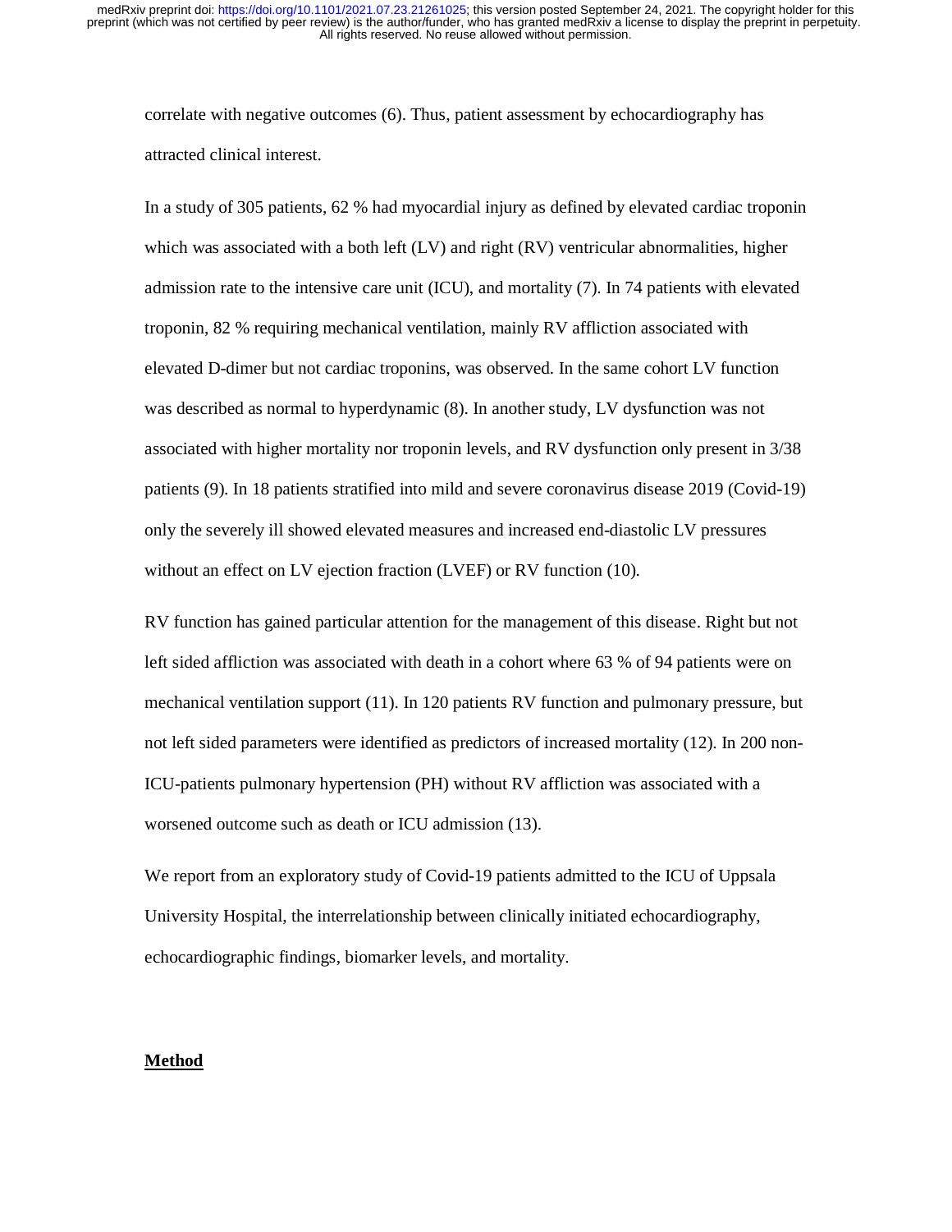correlate with negative outcomes (6). Thus, patient assessment by echocardiography has attracted clinical interest.

In a study of 305 patients, 62 % had myocardial injury as defined by elevated cardiac troponin which was associated with a both left (LV) and right (RV) ventricular abnormalities, higher admission rate to the intensive care unit (ICU), and mortality (7). In 74 patients with elevated troponin, 82 % requiring mechanical ventilation, mainly RV affliction associated with elevated D-dimer but not cardiac troponins, was observed. In the same cohort LV function was described as normal to hyperdynamic (8). In another study, LV dysfunction was not associated with higher mortality nor troponin levels, and RV dysfunction only present in 3/38 patients (9). In 18 patients stratified into mild and severe coronavirus disease 2019 (Covid-19) only the severely ill showed elevated measures and increased end-diastolic LV pressures without an effect on LV ejection fraction (LVEF) or RV function (10).

RV function has gained particular attention for the management of this disease. Right but not left sided affliction was associated with death in a cohort where 63 % of 94 patients were on mechanical ventilation support (11). In 120 patients RV function and pulmonary pressure, but not left sided parameters were identified as predictors of increased mortality (12). In 200 non-ICU-patients pulmonary hypertension (PH) without RV affliction was associated with a worsened outcome such as death or ICU admission (13).

We report from an exploratory study of Covid-19 patients admitted to the ICU of Uppsala University Hospital, the interrelationship between clinically initiated echocardiography, echocardiographic findings, biomarker levels, and mortality.

## Method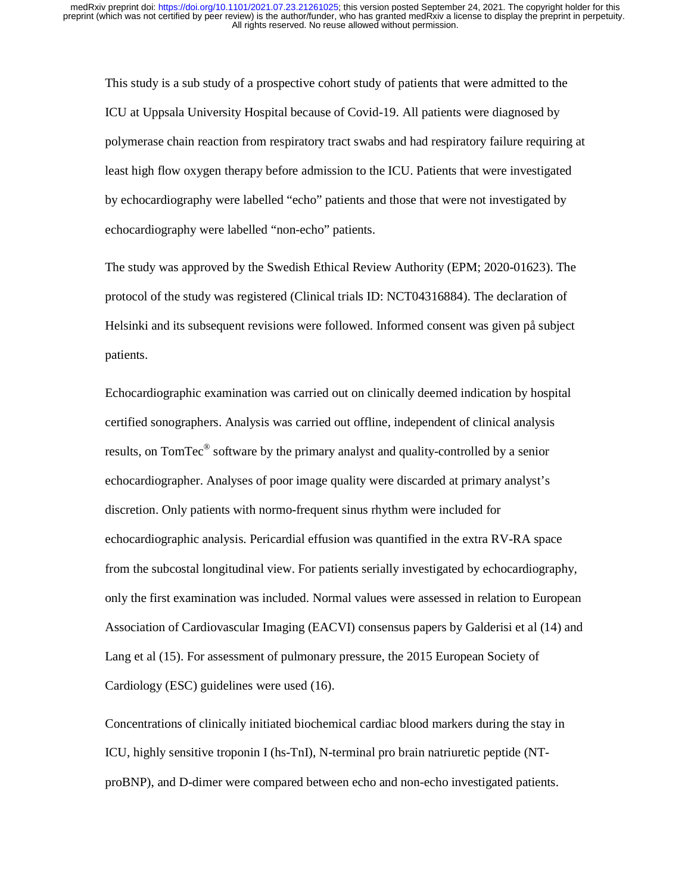This study is a sub study of a prospective cohort study of patients that were admitted to the ICU at Uppsala University Hospital because of Covid-19. All patients were diagnosed by polymerase chain reaction from respiratory tract swabs and had respiratory failure requiring at least high flow oxygen therapy before admission to the ICU. Patients that were investigated by echocardiography were labelled "echo" patients and those that were not investigated by echocardiography were labelled "non-echo" patients.

The study was approved by the Swedish Ethical Review Authority (EPM; 2020-01623). The protocol of the study was registered (Clinical trials ID: NCT04316884). The declaration of Helsinki and its subsequent revisions were followed. Informed consent was given på subject patients.

Echocardiographic examination was carried out on clinically deemed indication by hospital certified sonographers. Analysis was carried out offline, independent of clinical analysis results, on TomTec® software by the primary analyst and quality-controlled by a senior echocardiographer. Analyses of poor image quality were discarded at primary analyst's discretion. Only patients with normo-frequent sinus rhythm were included for echocardiographic analysis. Pericardial effusion was quantified in the extra RV-RA space from the subcostal longitudinal view. For patients serially investigated by echocardiography, only the first examination was included. Normal values were assessed in relation to European Association of Cardiovascular Imaging (EACVI) consensus papers by Galderisi et al (14) and Lang et al (15). For assessment of pulmonary pressure, the 2015 European Society of Cardiology (ESC) guidelines were used (16).

Concentrations of clinically initiated biochemical cardiac blood markers during the stay in ICU, highly sensitive troponin I (hs-TnI), N-terminal pro brain natriuretic peptide (NT-proBNP), and D-dimer were compared between echo and non-echo investigated patients.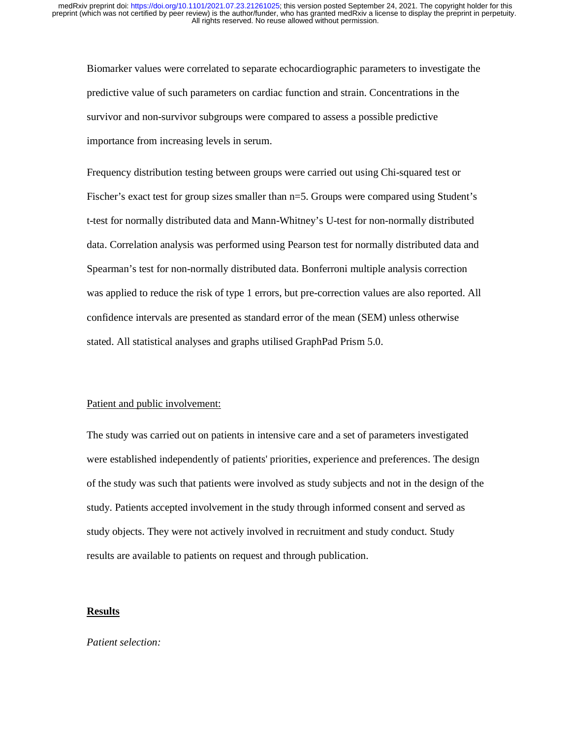Biomarker values were correlated to separate echocardiographic parameters to investigate the predictive value of such parameters on cardiac function and strain. Concentrations in the survivor and non-survivor subgroups were compared to assess a possible predictive importance from increasing levels in serum.

Frequency distribution testing between groups were carried out using Chi-squared test or Fischer's exact test for group sizes smaller than n=5. Groups were compared using Student's t-test for normally distributed data and Mann-Whitney's U-test for non-normally distributed data. Correlation analysis was performed using Pearson test for normally distributed data and Spearman's test for non-normally distributed data. Bonferroni multiple analysis correction was applied to reduce the risk of type 1 errors, but pre-correction values are also reported. All confidence intervals are presented as standard error of the mean (SEM) unless otherwise stated. All statistical analyses and graphs utilised GraphPad Prism 5.0.

Patient and public involvement:

The study was carried out on patients in intensive care and a set of parameters investigated were established independently of patients' priorities, experience and preferences. The design of the study was such that patients were involved as study subjects and not in the design of the study. Patients accepted involvement in the study through informed consent and served as study objects. They were not actively involved in recruitment and study conduct. Study results are available to patients on request and through publication.

## **Results**

*Patient selection:*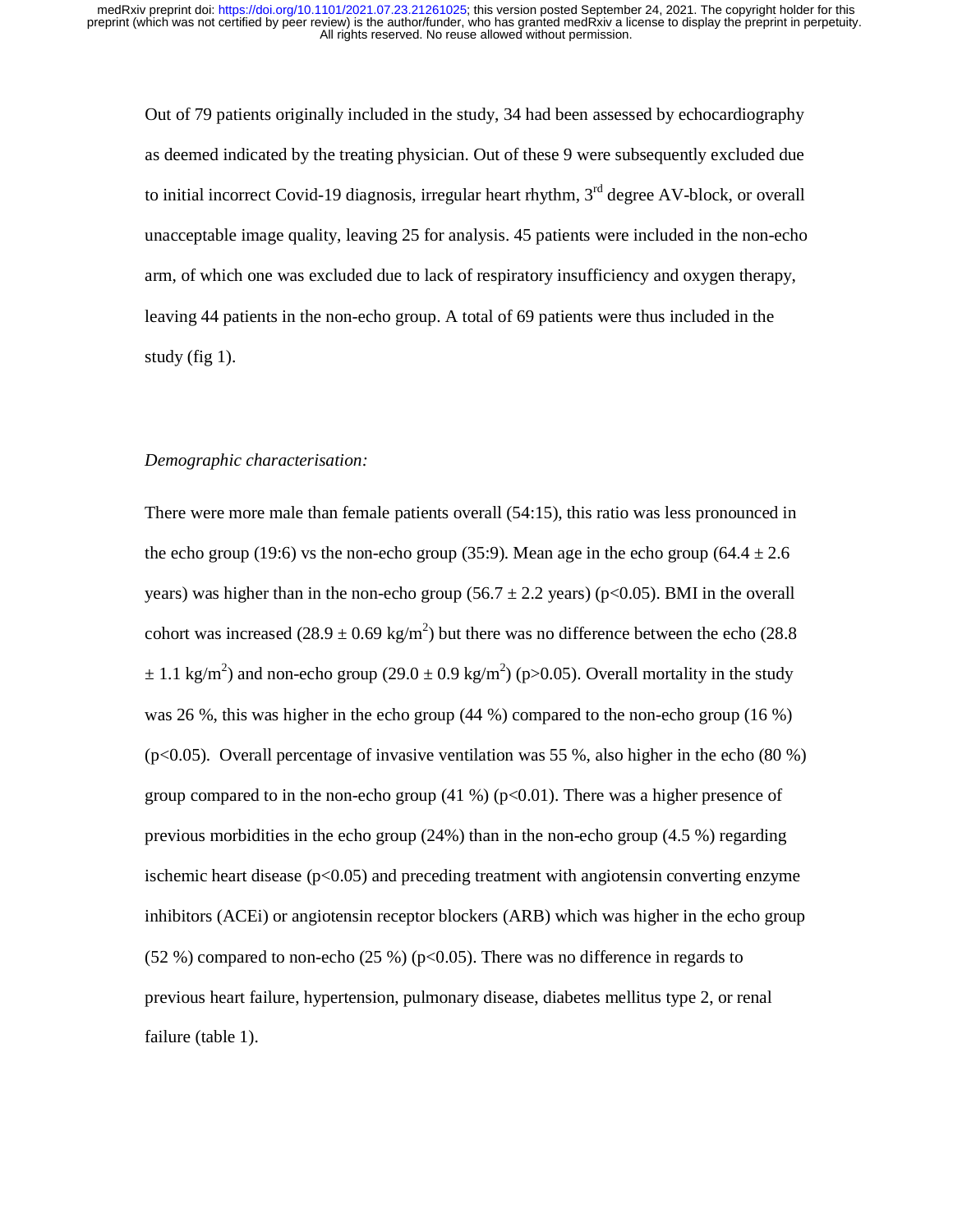Out of 79 patients originally included in the study, 34 had been assessed by echocardiography as deemed indicated by the treating physician. Out of these 9 were subsequently excluded due to initial incorrect Covid-19 diagnosis, irregular heart rhythm, 3rd degree AV-block, or overall unacceptable image quality, leaving 25 for analysis. 45 patients were included in the non-echo arm, of which one was excluded due to lack of respiratory insufficiency and oxygen therapy, leaving 44 patients in the non-echo group. A total of 69 patients were thus included in the study (fig 1).

*Demographic characterisation:*

There were more male than female patients overall (54:15), this ratio was less pronounced in the echo group (19:6) vs the non-echo group (35:9). Mean age in the echo group (64.4 ± 2.6 years) was higher than in the non-echo group (56.7 ± 2.2 years) ($p<0.05$). BMI in the overall cohort was increased (28.9 ± 0.69 kg/m$^2$) but there was no difference between the echo (28.8 ± 1.1 kg/m$^2$) and non-echo group (29.0 ± 0.9 kg/m$^2$) ($p>0.05$). Overall mortality in the study was 26 %, this was higher in the echo group (44 %) compared to the non-echo group (16 %) ($p<0.05$). Overall percentage of invasive ventilation was 55 %, also higher in the echo (80 %) group compared to in the non-echo group (41 %) ($p<0.01$). There was a higher presence of previous morbidities in the echo group (24%) than in the non-echo group (4.5 %) regarding ischemic heart disease ($p<0.05$) and preceding treatment with angiotensin converting enzyme inhibitors (ACEi) or angiotensin receptor blockers (ARB) which was higher in the echo group (52 %) compared to non-echo (25 %) ($p<0.05$). There was no difference in regards to previous heart failure, hypertension, pulmonary disease, diabetes mellitus type 2, or renal failure (table 1).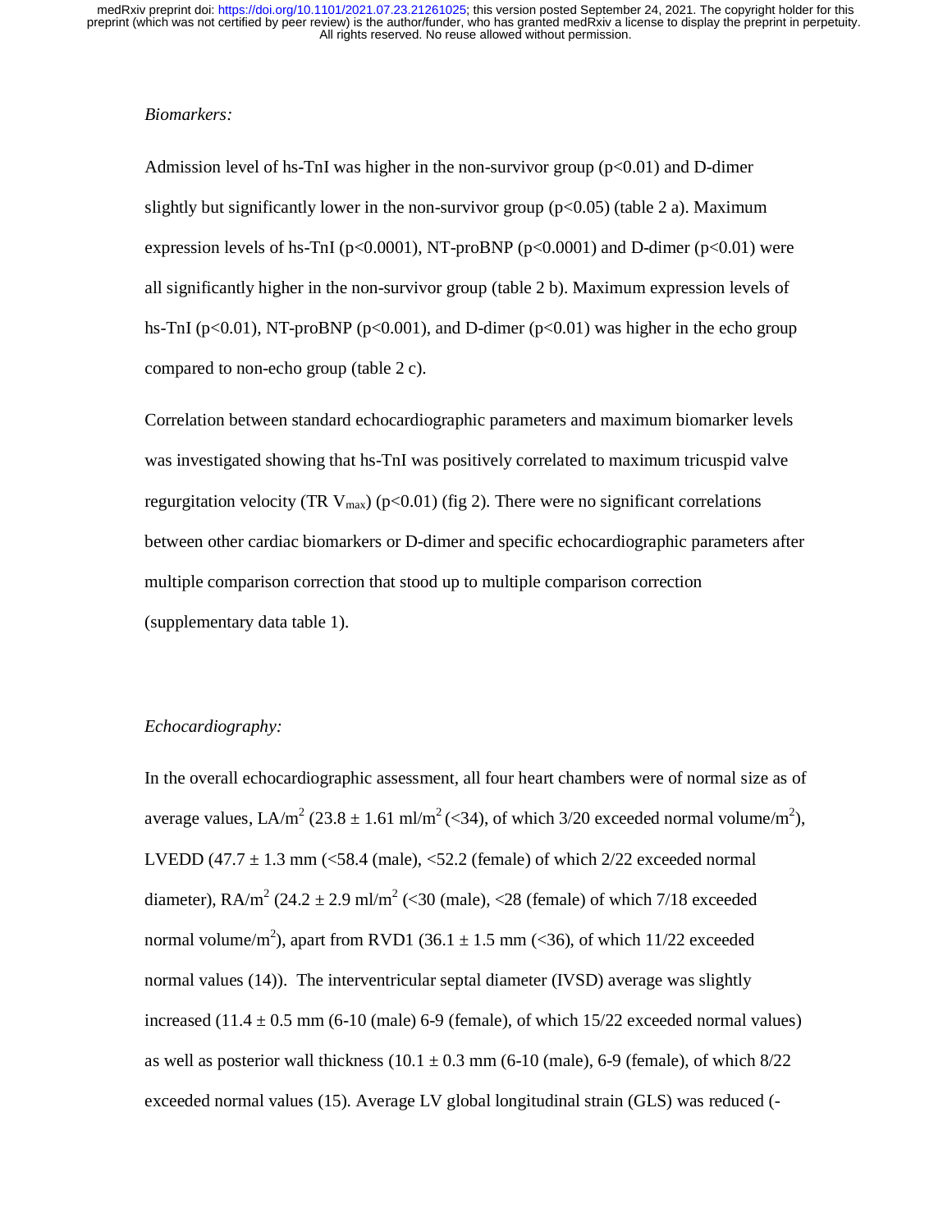*Biomarkers:*

Admission level of hs-TnI was higher in the non-survivor group ($p<0.01$) and D-dimer slightly but significantly lower in the non-survivor group ($p<0.05$) (table 2 a). Maximum expression levels of hs-TnI ($p<0.0001$), NT-proBNP ($p<0.0001$) and D-dimer ($p<0.01$) were all significantly higher in the non-survivor group (table 2 b). Maximum expression levels of hs-TnI ($p<0.01$), NT-proBNP ($p<0.001$), and D-dimer ($p<0.01$) was higher in the echo group compared to non-echo group (table 2 c).

Correlation between standard echocardiographic parameters and maximum biomarker levels was investigated showing that hs-TnI was positively correlated to maximum tricuspid valve regurgitation velocity (TR $V_{max}$) ($p<0.01$) (fig 2). There were no significant correlations between other cardiac biomarkers or D-dimer and specific echocardiographic parameters after multiple comparison correction that stood up to multiple comparison correction (supplementary data table 1).

*Echocardiography:*

In the overall echocardiographic assessment, all four heart chambers were of normal size as of average values, LA/$m^2$ ($23.8 \pm 1.61$ ml/$m^2$ (<34), of which 3/20 exceeded normal volume/$m^2$), LVEDD ($47.7 \pm 1.3$ mm (<58.4 (male), <52.2 (female) of which 2/22 exceeded normal diameter), RA/$m^2$ ($24.2 \pm 2.9$ ml/$m^2$ (<30 (male), <28 (female) of which 7/18 exceeded normal volume/$m^2$), apart from RVD1 ($36.1 \pm 1.5$ mm (<36), of which 11/22 exceeded normal values (14)). The interventricular septal diameter (IVSD) average was slightly increased ($11.4 \pm 0.5$ mm (6-10 (male) 6-9 (female), of which 15/22 exceeded normal values) as well as posterior wall thickness ($10.1 \pm 0.3$ mm (6-10 (male), 6-9 (female), of which 8/22 exceeded normal values (15). Average LV global longitudinal strain (GLS) was reduced (-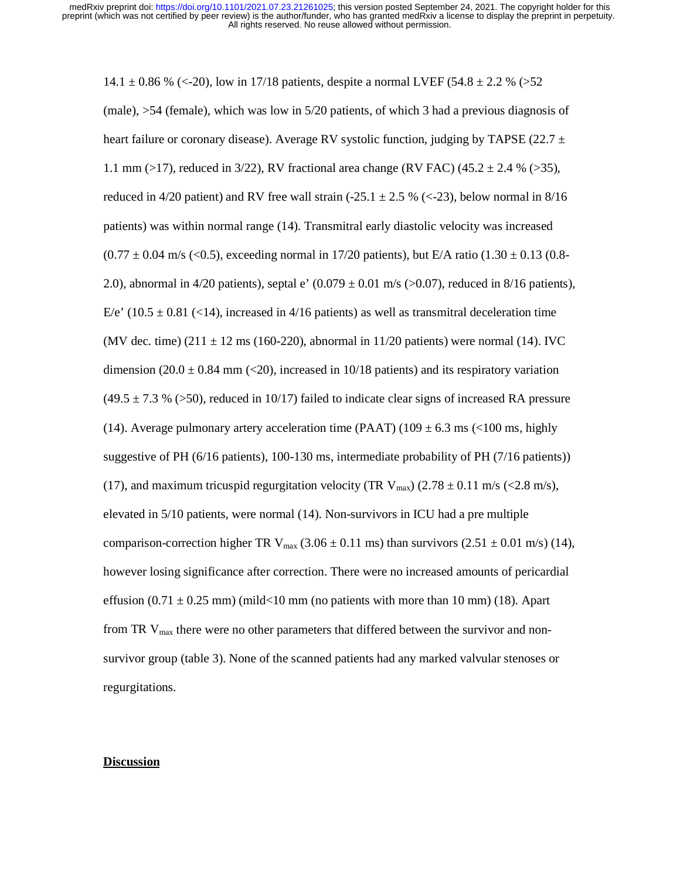14.1 ± 0.86 % (<-20), low in 17/18 patients, despite a normal LVEF (54.8 ± 2.2 % (>52 (male), >54 (female), which was low in 5/20 patients, of which 3 had a previous diagnosis of heart failure or coronary disease). Average RV systolic function, judging by TAPSE (22.7 ± 1.1 mm (>17), reduced in 3/22), RV fractional area change (RV FAC) (45.2 ± 2.4 % (>35), reduced in 4/20 patient) and RV free wall strain (-25.1 ± 2.5 % (<-23), below normal in 8/16 patients) was within normal range (14). Transmitral early diastolic velocity was increased (0.77 ± 0.04 m/s (<0.5), exceeding normal in 17/20 patients), but E/A ratio (1.30 ± 0.13 (0.8-2.0), abnormal in 4/20 patients), septal e' (0.079 ± 0.01 m/s (>0.07), reduced in 8/16 patients), E/e' (10.5 ± 0.81 (<14), increased in 4/16 patients) as well as transmitral deceleration time (MV dec. time) (211 ± 12 ms (160-220), abnormal in 11/20 patients) were normal (14). IVC dimension (20.0 ± 0.84 mm (<20), increased in 10/18 patients) and its respiratory variation (49.5 ± 7.3 % (>50), reduced in 10/17) failed to indicate clear signs of increased RA pressure (14). Average pulmonary artery acceleration time (PAAT) (109 ± 6.3 ms (<100 ms, highly suggestive of PH (6/16 patients), 100-130 ms, intermediate probability of PH (7/16 patients)) (17), and maximum tricuspid regurgitation velocity (TR $V_{max}$) (2.78 ± 0.11 m/s (<2.8 m/s), elevated in 5/10 patients, were normal (14). Non-survivors in ICU had a pre multiple comparison-correction higher TR $V_{max}$ (3.06 ± 0.11 ms) than survivors (2.51 ± 0.01 m/s) (14), however losing significance after correction. There were no increased amounts of pericardial effusion (0.71 ± 0.25 mm) (mild<10 mm (no patients with more than 10 mm) (18). Apart from TR $V_{max}$ there were no other parameters that differed between the survivor and non-survivor group (table 3). None of the scanned patients had any marked valvular stenoses or regurgitations.

## Discussion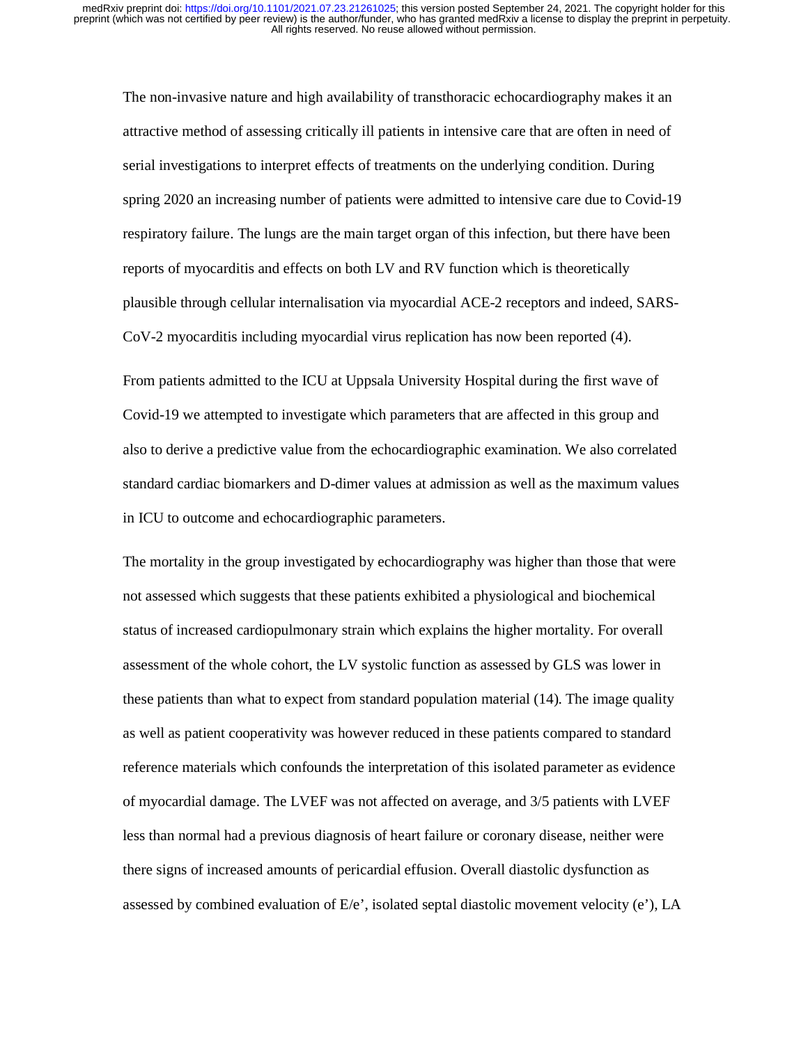The non-invasive nature and high availability of transthoracic echocardiography makes it an attractive method of assessing critically ill patients in intensive care that are often in need of serial investigations to interpret effects of treatments on the underlying condition. During spring 2020 an increasing number of patients were admitted to intensive care due to Covid-19 respiratory failure. The lungs are the main target organ of this infection, but there have been reports of myocarditis and effects on both LV and RV function which is theoretically plausible through cellular internalisation via myocardial ACE-2 receptors and indeed, SARS-CoV-2 myocarditis including myocardial virus replication has now been reported (4).

From patients admitted to the ICU at Uppsala University Hospital during the first wave of Covid-19 we attempted to investigate which parameters that are affected in this group and also to derive a predictive value from the echocardiographic examination. We also correlated standard cardiac biomarkers and D-dimer values at admission as well as the maximum values in ICU to outcome and echocardiographic parameters.

The mortality in the group investigated by echocardiography was higher than those that were not assessed which suggests that these patients exhibited a physiological and biochemical status of increased cardiopulmonary strain which explains the higher mortality. For overall assessment of the whole cohort, the LV systolic function as assessed by GLS was lower in these patients than what to expect from standard population material (14). The image quality as well as patient cooperativity was however reduced in these patients compared to standard reference materials which confounds the interpretation of this isolated parameter as evidence of myocardial damage. The LVEF was not affected on average, and 3/5 patients with LVEF less than normal had a previous diagnosis of heart failure or coronary disease, neither were there signs of increased amounts of pericardial effusion. Overall diastolic dysfunction as assessed by combined evaluation of E/e', isolated septal diastolic movement velocity (e'), LA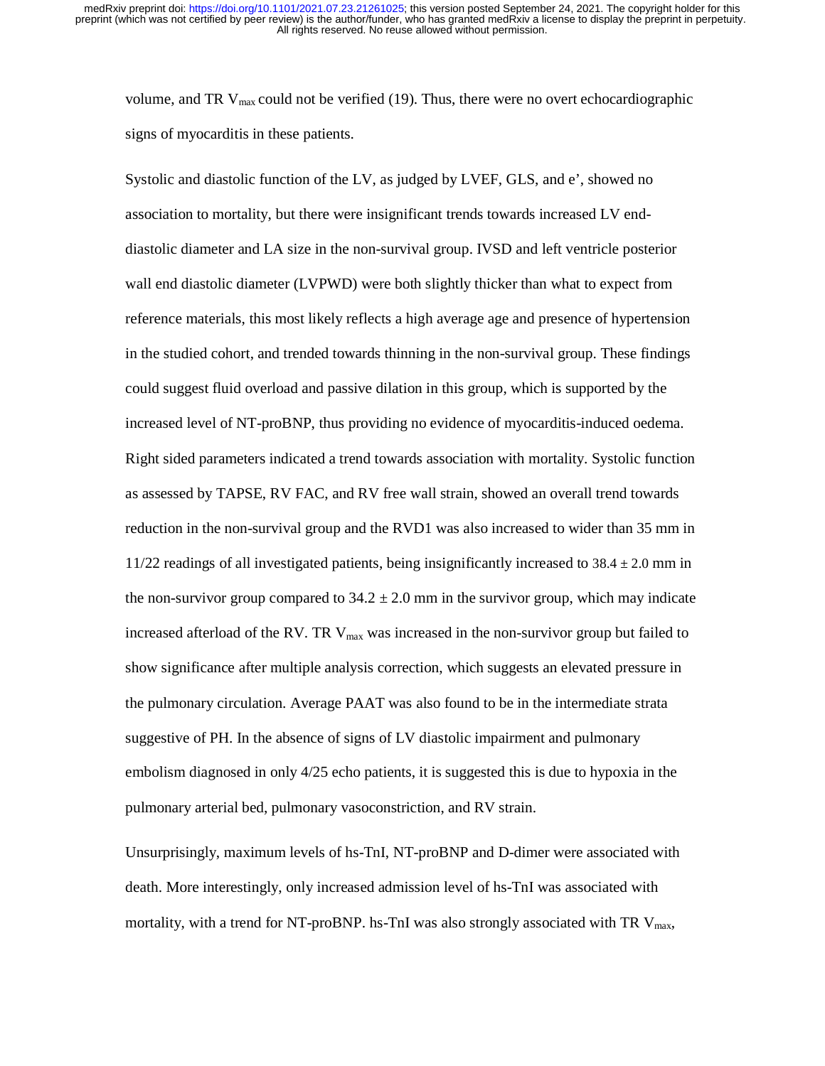volume, and TR $V_{max}$ could not be verified (19). Thus, there were no overt echocardiographic signs of myocarditis in these patients.

Systolic and diastolic function of the LV, as judged by LVEF, GLS, and e', showed no association to mortality, but there were insignificant trends towards increased LV end-diastolic diameter and LA size in the non-survival group. IVSD and left ventricle posterior wall end diastolic diameter (LVPWD) were both slightly thicker than what to expect from reference materials, this most likely reflects a high average age and presence of hypertension in the studied cohort, and trended towards thinning in the non-survival group. These findings could suggest fluid overload and passive dilation in this group, which is supported by the increased level of NT-proBNP, thus providing no evidence of myocarditis-induced oedema. Right sided parameters indicated a trend towards association with mortality. Systolic function as assessed by TAPSE, RV FAC, and RV free wall strain, showed an overall trend towards reduction in the non-survival group and the RVD1 was also increased to wider than 35 mm in 11/22 readings of all investigated patients, being insignificantly increased to $38.4 \pm 2.0$ mm in the non-survivor group compared to $34.2 \pm 2.0$ mm in the survivor group, which may indicate increased afterload of the RV. TR $V_{max}$ was increased in the non-survivor group but failed to show significance after multiple analysis correction, which suggests an elevated pressure in the pulmonary circulation. Average PAAT was also found to be in the intermediate strata suggestive of PH. In the absence of signs of LV diastolic impairment and pulmonary embolism diagnosed in only 4/25 echo patients, it is suggested this is due to hypoxia in the pulmonary arterial bed, pulmonary vasoconstriction, and RV strain.

Unsurprisingly, maximum levels of hs-TnI, NT-proBNP and D-dimer were associated with death. More interestingly, only increased admission level of hs-TnI was associated with mortality, with a trend for NT-proBNP. hs-TnI was also strongly associated with TR $V_{max}$,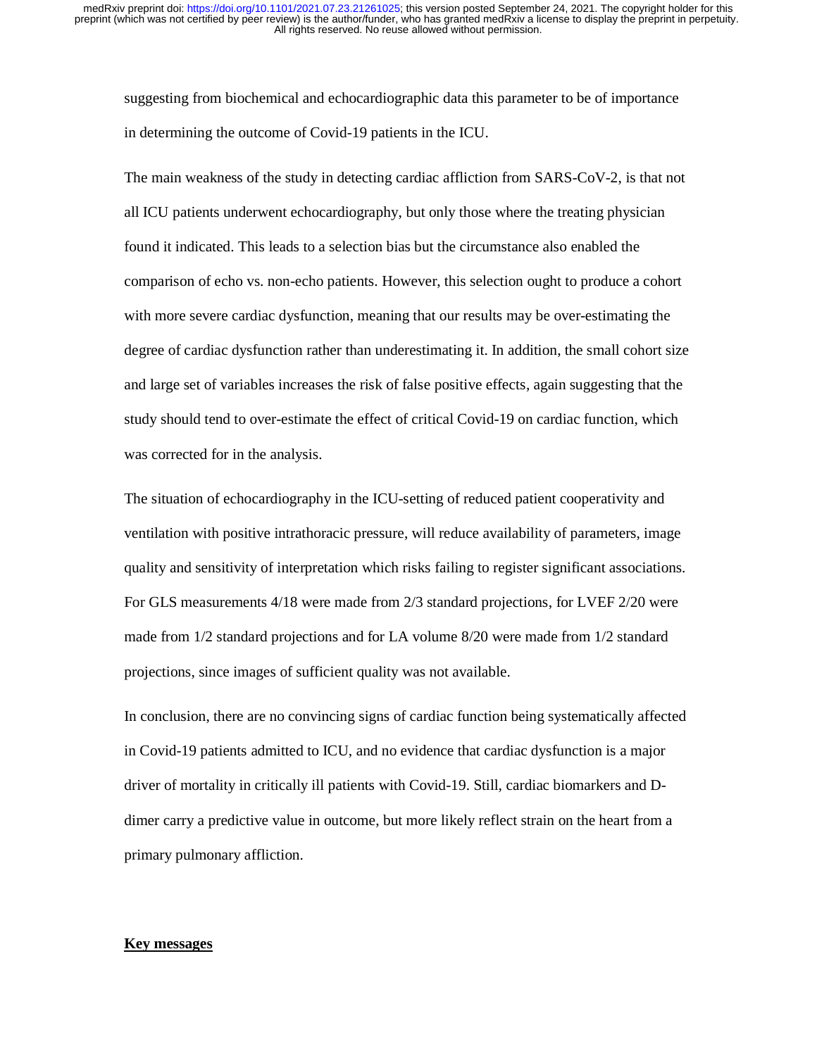suggesting from biochemical and echocardiographic data this parameter to be of importance in determining the outcome of Covid-19 patients in the ICU.

The main weakness of the study in detecting cardiac affliction from SARS-CoV-2, is that not all ICU patients underwent echocardiography, but only those where the treating physician found it indicated. This leads to a selection bias but the circumstance also enabled the comparison of echo vs. non-echo patients. However, this selection ought to produce a cohort with more severe cardiac dysfunction, meaning that our results may be over-estimating the degree of cardiac dysfunction rather than underestimating it. In addition, the small cohort size and large set of variables increases the risk of false positive effects, again suggesting that the study should tend to over-estimate the effect of critical Covid-19 on cardiac function, which was corrected for in the analysis.

The situation of echocardiography in the ICU-setting of reduced patient cooperativity and ventilation with positive intrathoracic pressure, will reduce availability of parameters, image quality and sensitivity of interpretation which risks failing to register significant associations. For GLS measurements 4/18 were made from 2/3 standard projections, for LVEF 2/20 were made from 1/2 standard projections and for LA volume 8/20 were made from 1/2 standard projections, since images of sufficient quality was not available.

In conclusion, there are no convincing signs of cardiac function being systematically affected in Covid-19 patients admitted to ICU, and no evidence that cardiac dysfunction is a major driver of mortality in critically ill patients with Covid-19. Still, cardiac biomarkers and D-dimer carry a predictive value in outcome, but more likely reflect strain on the heart from a primary pulmonary affliction.

## Key messages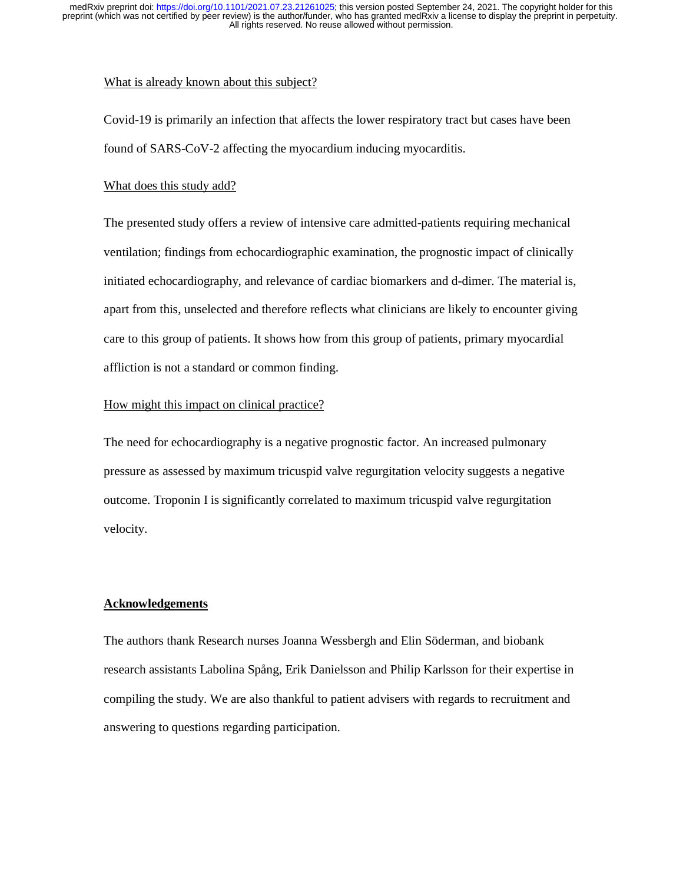What is already known about this subject?

Covid-19 is primarily an infection that affects the lower respiratory tract but cases have been found of SARS-CoV-2 affecting the myocardium inducing myocarditis.

What does this study add?

The presented study offers a review of intensive care admitted-patients requiring mechanical ventilation; findings from echocardiographic examination, the prognostic impact of clinically initiated echocardiography, and relevance of cardiac biomarkers and d-dimer. The material is, apart from this, unselected and therefore reflects what clinicians are likely to encounter giving care to this group of patients. It shows how from this group of patients, primary myocardial affliction is not a standard or common finding.

How might this impact on clinical practice?

The need for echocardiography is a negative prognostic factor. An increased pulmonary pressure as assessed by maximum tricuspid valve regurgitation velocity suggests a negative outcome. Troponin I is significantly correlated to maximum tricuspid valve regurgitation velocity.

## Acknowledgements

The authors thank Research nurses Joanna Wessbergh and Elin Söderman, and biobank research assistants Labolina Spång, Erik Danielsson and Philip Karlsson for their expertise in compiling the study. We are also thankful to patient advisers with regards to recruitment and answering to questions regarding participation.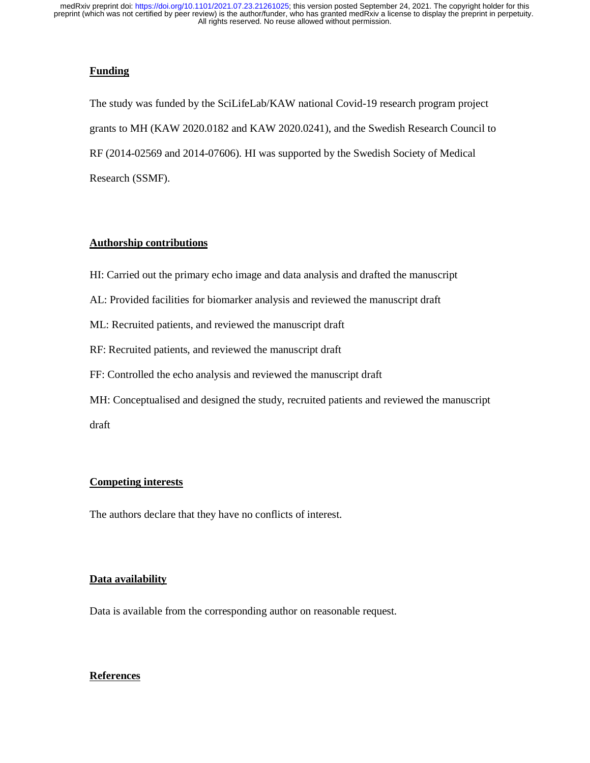## Funding

The study was funded by the SciLifeLab/KAW national Covid-19 research program project grants to MH (KAW 2020.0182 and KAW 2020.0241), and the Swedish Research Council to RF (2014-02569 and 2014-07606). HI was supported by the Swedish Society of Medical Research (SSMF).

## Authorship contributions

HI: Carried out the primary echo image and data analysis and drafted the manuscript

AL: Provided facilities for biomarker analysis and reviewed the manuscript draft

ML: Recruited patients, and reviewed the manuscript draft

RF: Recruited patients, and reviewed the manuscript draft

FF: Controlled the echo analysis and reviewed the manuscript draft

MH: Conceptualised and designed the study, recruited patients and reviewed the manuscript draft

## Competing interests

The authors declare that they have no conflicts of interest.

## Data availability

Data is available from the corresponding author on reasonable request.

## References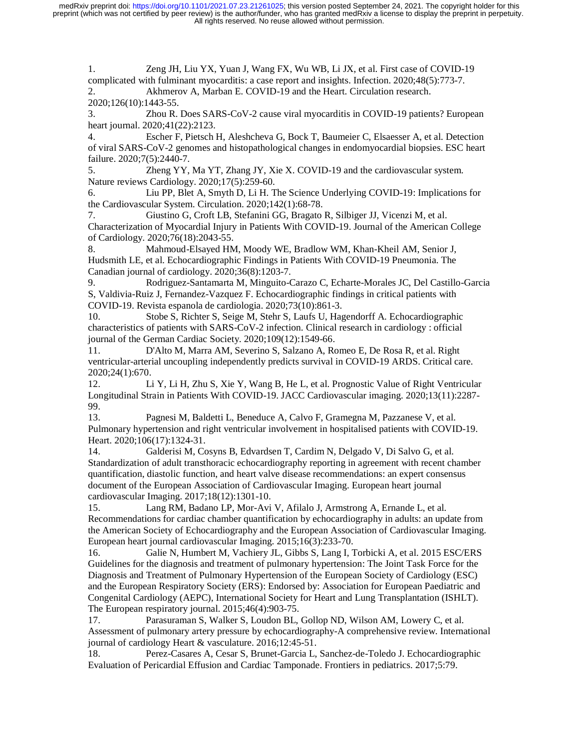1. Zeng JH, Liu YX, Yuan J, Wang FX, Wu WB, Li JX, et al. First case of COVID-19 complicated with fulminant myocarditis: a case report and insights. Infection. 2020;48(5):773-7.
2. Akhmerov A, Marban E. COVID-19 and the Heart. Circulation research. 2020;126(10):1443-55.
3. Zhou R. Does SARS-CoV-2 cause viral myocarditis in COVID-19 patients? European heart journal. 2020;41(22):2123.
4. Escher F, Pietsch H, Aleshcheva G, Bock T, Baumeier C, Elsaesser A, et al. Detection of viral SARS-CoV-2 genomes and histopathological changes in endomyocardial biopsies. ESC heart failure. 2020;7(5):2440-7.
5. Zheng YY, Ma YT, Zhang JY, Xie X. COVID-19 and the cardiovascular system. Nature reviews Cardiology. 2020;17(5):259-60.
6. Liu PP, Blet A, Smyth D, Li H. The Science Underlying COVID-19: Implications for the Cardiovascular System. Circulation. 2020;142(1):68-78.
7. Giustino G, Croft LB, Stefanini GG, Bragato R, Silbiger JJ, Vicenzi M, et al. Characterization of Myocardial Injury in Patients With COVID-19. Journal of the American College of Cardiology. 2020;76(18):2043-55.
8. Mahmoud-Elsayed HM, Moody WE, Bradlow WM, Khan-Kheil AM, Senior J, Hudsmith LE, et al. Echocardiographic Findings in Patients With COVID-19 Pneumonia. The Canadian journal of cardiology. 2020;36(8):1203-7.
9. Rodriguez-Santamarta M, Minguito-Carazo C, Echarte-Morales JC, Del Castillo-Garcia S, Valdivia-Ruiz J, Fernandez-Vazquez F. Echocardiographic findings in critical patients with COVID-19. Revista espanola de cardiologia. 2020;73(10):861-3.
10. Stobe S, Richter S, Seige M, Stehr S, Laufs U, Hagendorff A. Echocardiographic characteristics of patients with SARS-CoV-2 infection. Clinical research in cardiology : official journal of the German Cardiac Society. 2020;109(12):1549-66.
11. D'Alto M, Marra AM, Severino S, Salzano A, Romeo E, De Rosa R, et al. Right ventricular-arterial uncoupling independently predicts survival in COVID-19 ARDS. Critical care. 2020;24(1):670.
12. Li Y, Li H, Zhu S, Xie Y, Wang B, He L, et al. Prognostic Value of Right Ventricular Longitudinal Strain in Patients With COVID-19. JACC Cardiovascular imaging. 2020;13(11):2287-99.
13. Pagnesi M, Baldetti L, Beneduce A, Calvo F, Gramegna M, Pazzanese V, et al. Pulmonary hypertension and right ventricular involvement in hospitalised patients with COVID-19. Heart. 2020;106(17):1324-31.
14. Galderisi M, Cosyns B, Edvardsen T, Cardim N, Delgado V, Di Salvo G, et al. Standardization of adult transthoracic echocardiography reporting in agreement with recent chamber quantification, diastolic function, and heart valve disease recommendations: an expert consensus document of the European Association of Cardiovascular Imaging. European heart journal cardiovascular Imaging. 2017;18(12):1301-10.
15. Lang RM, Badano LP, Mor-Avi V, Afilalo J, Armstrong A, Ernande L, et al. Recommendations for cardiac chamber quantification by echocardiography in adults: an update from the American Society of Echocardiography and the European Association of Cardiovascular Imaging. European heart journal cardiovascular Imaging. 2015;16(3):233-70.
16. Galie N, Humbert M, Vachiery JL, Gibbs S, Lang I, Torbicki A, et al. 2015 ESC/ERS Guidelines for the diagnosis and treatment of pulmonary hypertension: The Joint Task Force for the Diagnosis and Treatment of Pulmonary Hypertension of the European Society of Cardiology (ESC) and the European Respiratory Society (ERS): Endorsed by: Association for European Paediatric and Congenital Cardiology (AEPC), International Society for Heart and Lung Transplantation (ISHLT). The European respiratory journal. 2015;46(4):903-75.
17. Parasuraman S, Walker S, Loudon BL, Gollop ND, Wilson AM, Lowery C, et al. Assessment of pulmonary artery pressure by echocardiography-A comprehensive review. International journal of cardiology Heart & vasculature. 2016;12:45-51.
18. Perez-Casares A, Cesar S, Brunet-Garcia L, Sanchez-de-Toledo J. Echocardiographic Evaluation of Pericardial Effusion and Cardiac Tamponade. Frontiers in pediatrics. 2017;5:79.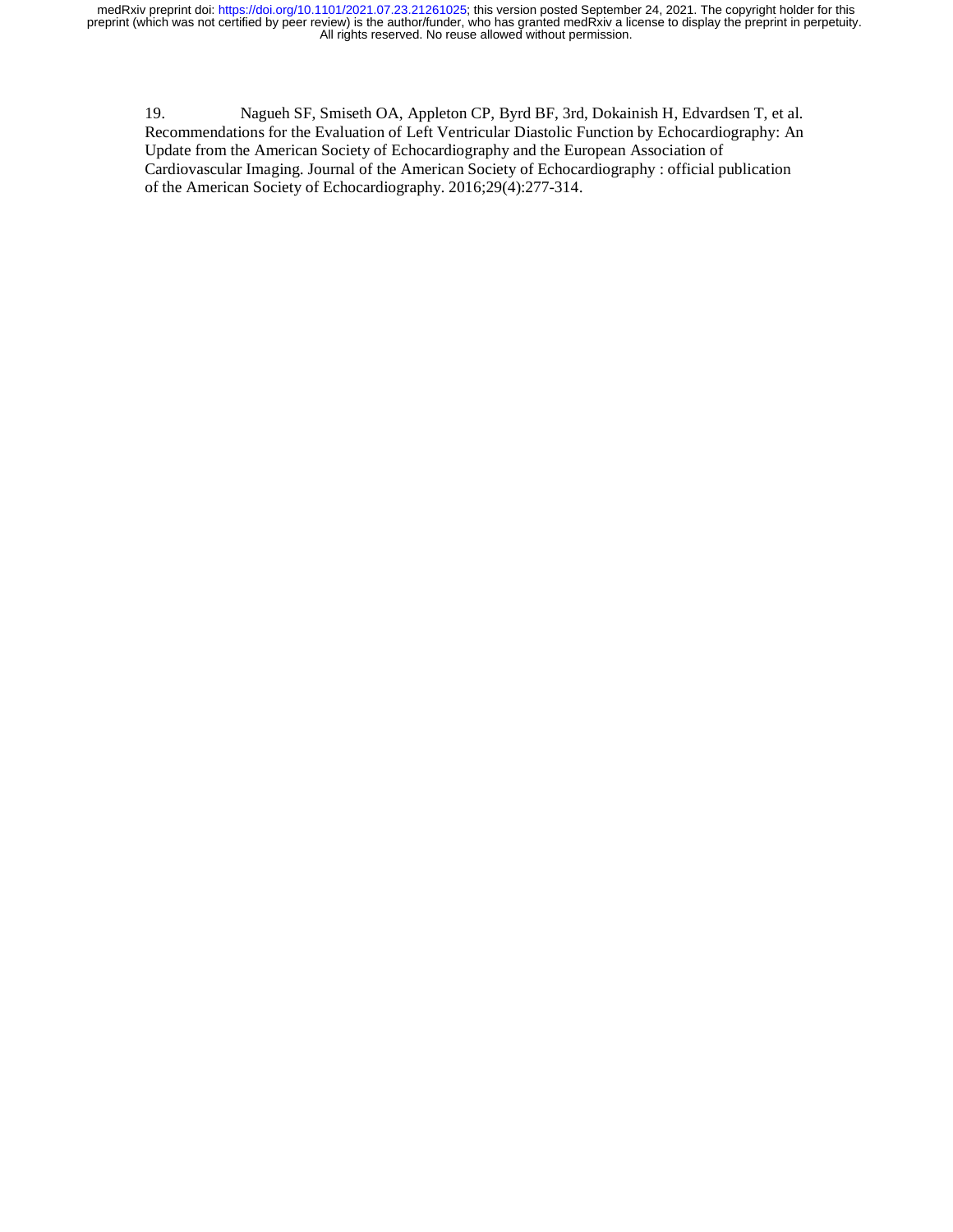19. Nagueh SF, Smiseth OA, Appleton CP, Byrd BF, 3rd, Dokainish H, Edvardsen T, et al. Recommendations for the Evaluation of Left Ventricular Diastolic Function by Echocardiography: An Update from the American Society of Echocardiography and the European Association of Cardiovascular Imaging. Journal of the American Society of Echocardiography : official publication of the American Society of Echocardiography. 2016;29(4):277-314.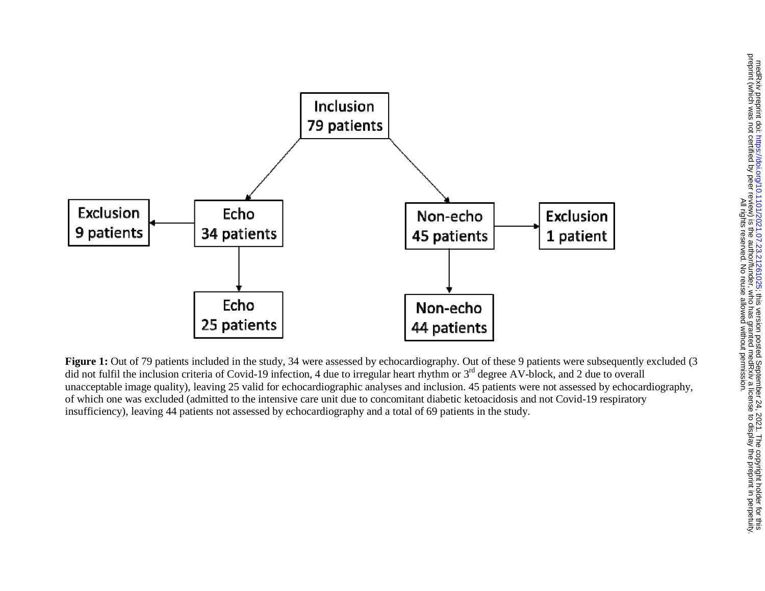Inclusion
79 patients

Echo
34 patients

Exclusion
9 patients

Echo
25 patients

Non-echo
45 patients

Exclusion
1 patient

Non-echo
44 patients

**Figure 1:** Out of 79 patients included in the study, 34 were assessed by echocardiography. Out of these 9 patients were subsequently excluded (3 did not fulfil the inclusion criteria of Covid-19 infection, 4 due to irregular heart rhythm or 3rd degree AV-block, and 2 due to overall unacceptable image quality), leaving 25 valid for echocardiographic analyses and inclusion. 45 patients were not assessed by echocardiography, of which one was excluded (admitted to the intensive care unit due to concomitant diabetic ketoacidosis and not Covid-19 respiratory insufficiency), leaving 44 patients not assessed by echocardiography and a total of 69 patients in the study.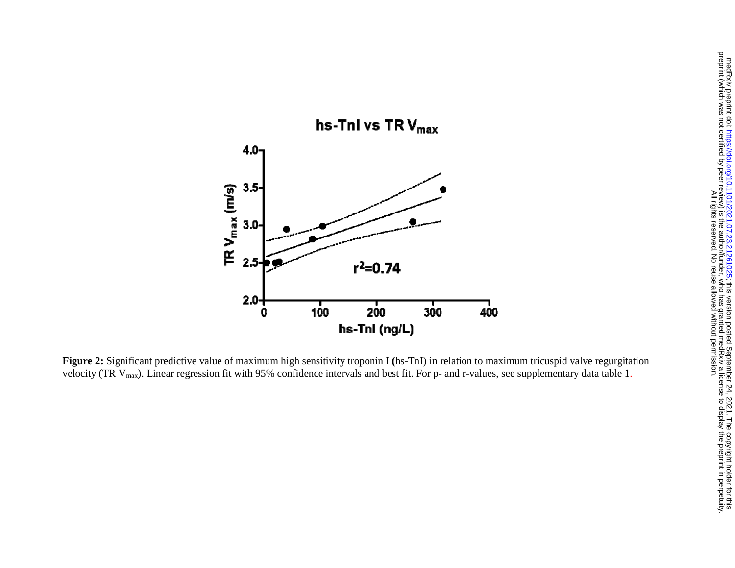**Figure 2:** Significant predictive value of maximum high sensitivity troponin I **(**hs-TnI) in relation to maximum tricuspid valve regurgitation velocity (TR $V_{max}$). Linear regression fit with 95% confidence intervals and best fit. For p- and r-values, see supplementary data table 1.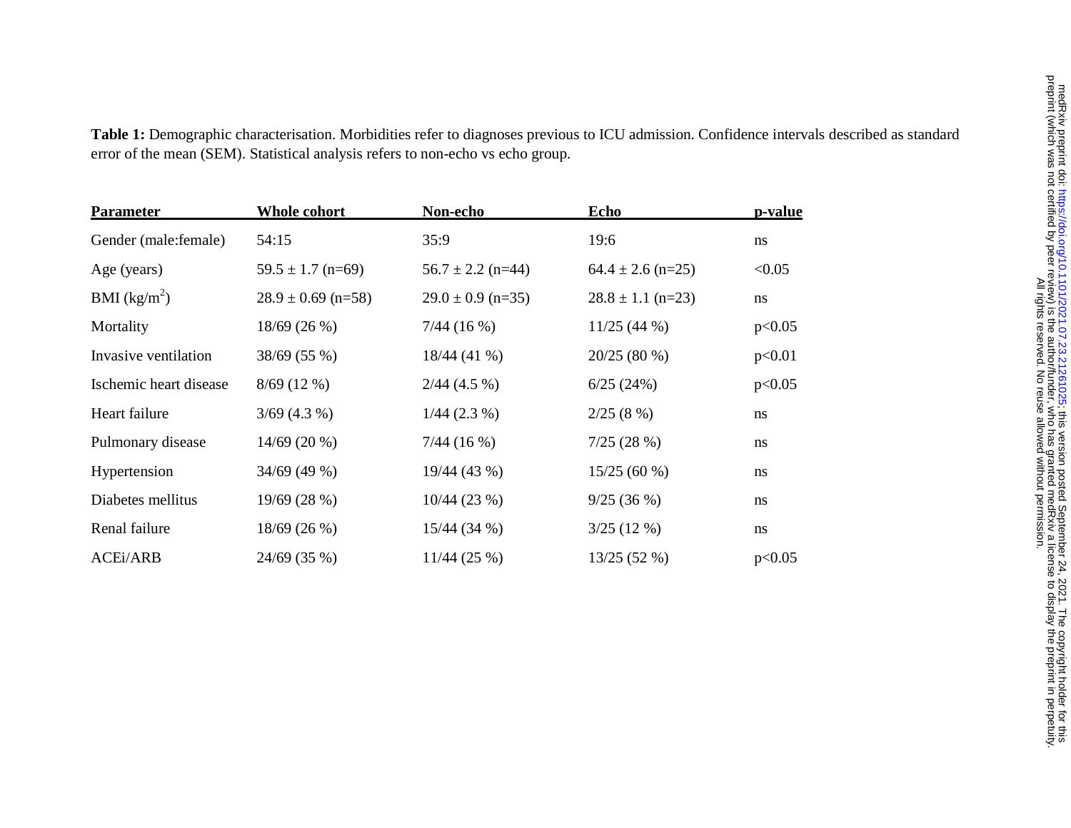**Table 1:** Demographic characterisation. Morbidities refer to diagnoses previous to ICU admission. Confidence intervals described as standard error of the mean (SEM). Statistical analysis refers to non-echo vs echo group.

| Parameter | Whole cohort | Non-echo | Echo | p-value |
|---|---|---|---|---|
| Gender (male:female) | 54:15 | 35:9 | 19:6 | ns |
| Age (years) | 59.5 ± 1.7 (n=69) | 56.7 ± 2.2 (n=44) | 64.4 ± 2.6 (n=25) | <0.05 |
| BMI ($kg/m^2$) | 28.9 ± 0.69 (n=58) | 29.0 ± 0.9 (n=35) | 28.8 ± 1.1 (n=23) | ns |
| Mortality | 18/69 (26 %) | 7/44 (16 %) | 11/25 (44 %) | p<0.05 |
| Invasive ventilation | 38/69 (55 %) | 18/44 (41 %) | 20/25 (80 %) | p<0.01 |
| Ischemic heart disease | 8/69 (12 %) | 2/44 (4.5 %) | 6/25 (24%) | p<0.05 |
| Heart failure | 3/69 (4.3 %) | 1/44 (2.3 %) | 2/25 (8 %) | ns |
| Pulmonary disease | 14/69 (20 %) | 7/44 (16 %) | 7/25 (28 %) | ns |
| Hypertension | 34/69 (49 %) | 19/44 (43 %) | 15/25 (60 %) | ns |
| Diabetes mellitus | 19/69 (28 %) | 10/44 (23 %) | 9/25 (36 %) | ns |
| Renal failure | 18/69 (26 %) | 15/44 (34 %) | 3/25 (12 %) | ns |
| ACEi/ARB | 24/69 (35 %) | 11/44 (25 %) | 13/25 (52 %) | p<0.05 |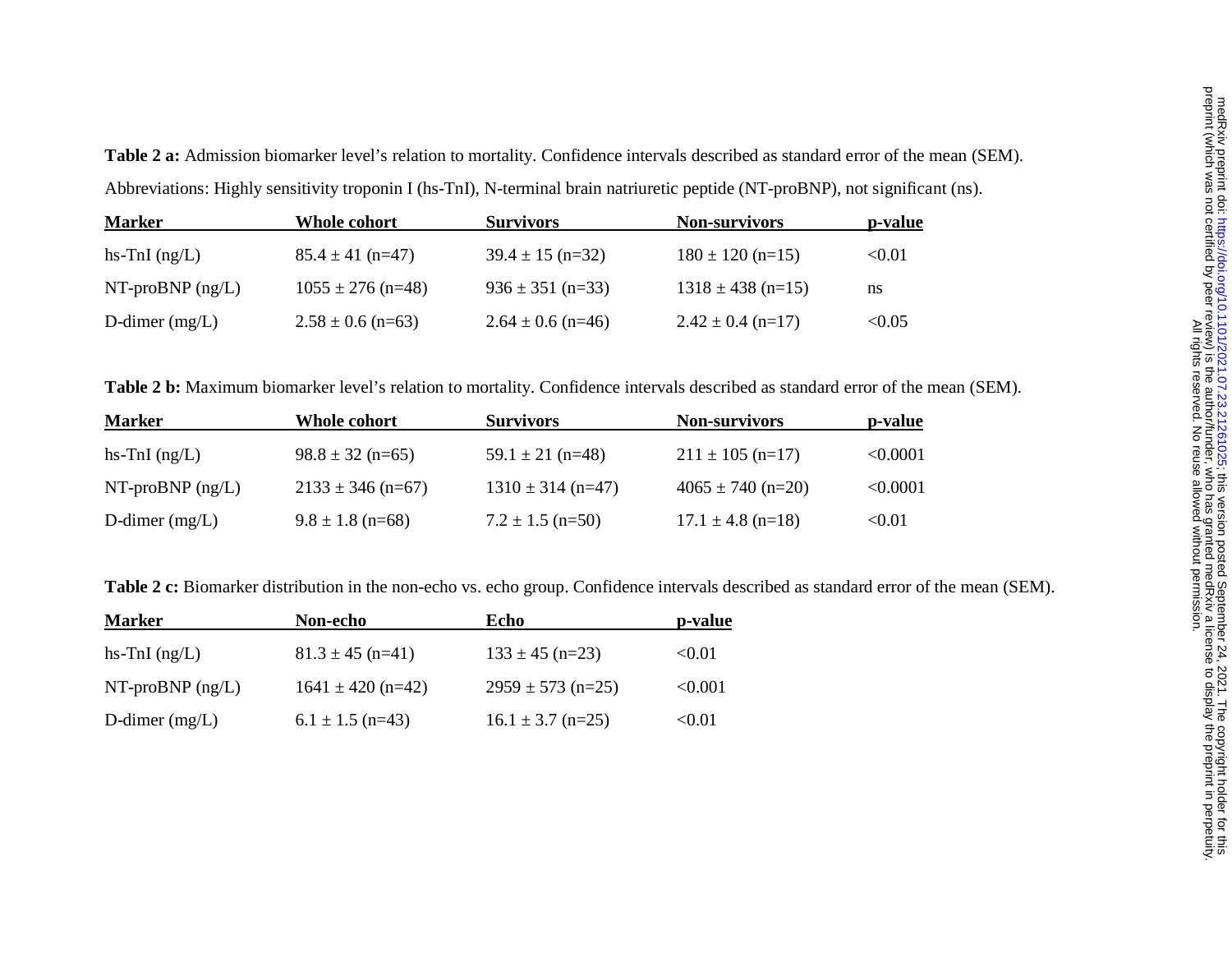**Table 2 a:** Admission biomarker level's relation to mortality. Confidence intervals described as standard error of the mean (SEM).

Abbreviations: Highly sensitivity troponin I (hs-TnI), N-terminal brain natriuretic peptide (NT-proBNP), not significant (ns).

| Marker | Whole cohort | Survivors | Non-survivors | p-value |
|---|---|---|---|---|
| hs-TnI (ng/L) | 85.4 ± 41 (n=47) | 39.4 ± 15 (n=32) | 180 ± 120 (n=15) | <0.01 |
| NT-proBNP (ng/L) | 1055 ± 276 (n=48) | 936 ± 351 (n=33) | 1318 ± 438 (n=15) | ns |
| D-dimer (mg/L) | 2.58 ± 0.6 (n=63) | 2.64 ± 0.6 (n=46) | 2.42 ± 0.4 (n=17) | <0.05 |

**Table 2 b:** Maximum biomarker level's relation to mortality. Confidence intervals described as standard error of the mean (SEM).

| Marker | Whole cohort | Survivors | Non-survivors | p-value |
|---|---|---|---|---|
| hs-TnI (ng/L) | 98.8 ± 32 (n=65) | 59.1 ± 21 (n=48) | 211 ± 105 (n=17) | <0.0001 |
| NT-proBNP (ng/L) | 2133 ± 346 (n=67) | 1310 ± 314 (n=47) | 4065 ± 740 (n=20) | <0.0001 |
| D-dimer (mg/L) | 9.8 ± 1.8 (n=68) | 7.2 ± 1.5 (n=50) | 17.1 ± 4.8 (n=18) | <0.01 |

**Table 2 c:** Biomarker distribution in the non-echo vs. echo group. Confidence intervals described as standard error of the mean (SEM).

| Marker | Non-echo | Echo | p-value |
|---|---|---|---|
| hs-TnI (ng/L) | 81.3 ± 45 (n=41) | 133 ± 45 (n=23) | <0.01 |
| NT-proBNP (ng/L) | 1641 ± 420 (n=42) | 2959 ± 573 (n=25) | <0.001 |
| D-dimer (mg/L) | 6.1 ± 1.5 (n=43) | 16.1 ± 3.7 (n=25) | <0.01 |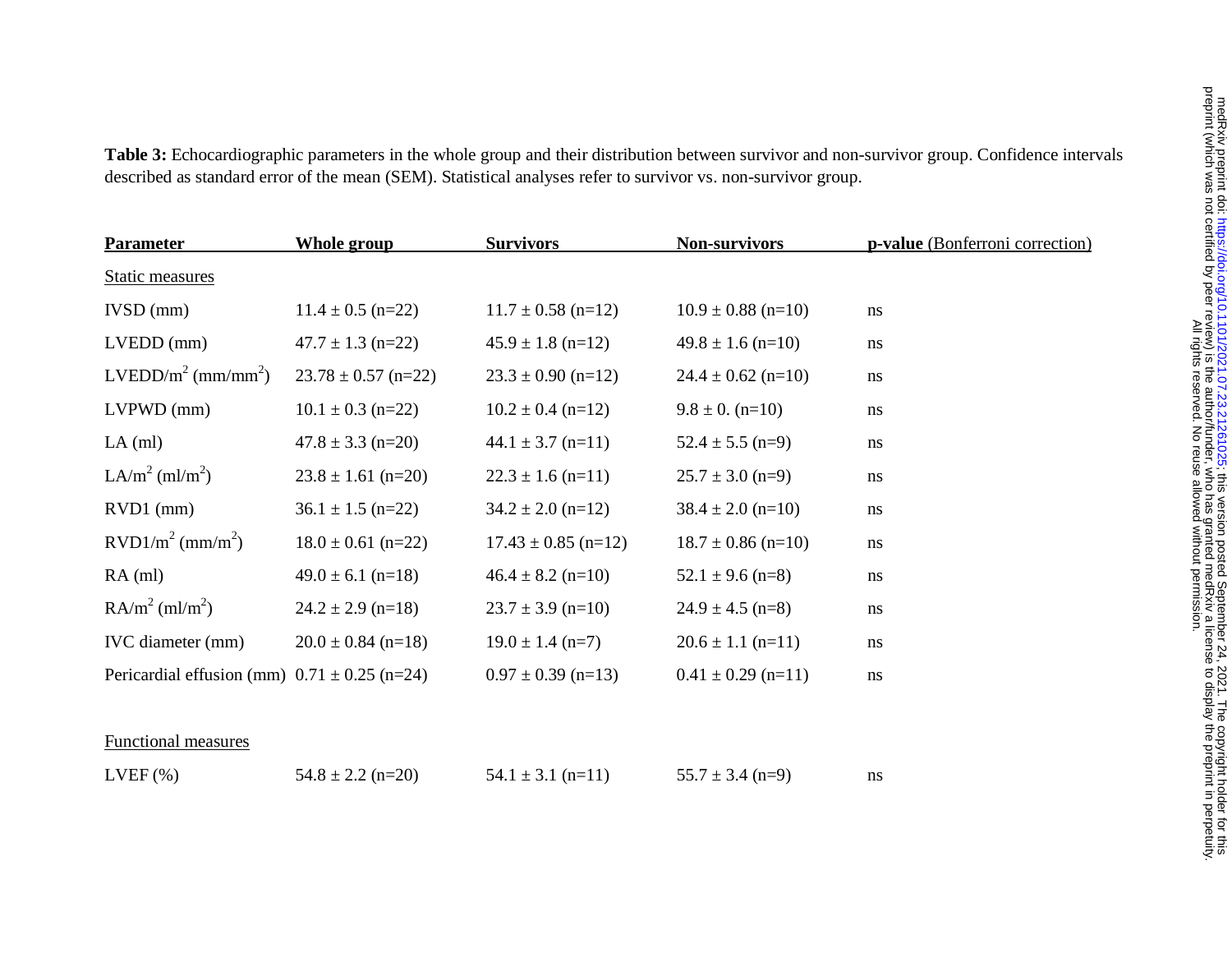**Table 3:** Echocardiographic parameters in the whole group and their distribution between survivor and non-survivor group. Confidence intervals described as standard error of the mean (SEM). Statistical analyses refer to survivor vs. non-survivor group.

| Parameter | Whole group | Survivors | Non-survivors | p-value (Bonferroni correction) |
|---|---|---|---|---|
| Static measures | | | | |
| IVSD (mm) | 11.4 ± 0.5 (n=22) | 11.7 ± 0.58 (n=12) | 10.9 ± 0.88 (n=10) | ns |
| LVEDD (mm) | 47.7 ± 1.3 (n=22) | 45.9 ± 1.8 (n=12) | 49.8 ± 1.6 (n=10) | ns |
| LVEDD/$m^2$ ($mm/mm^2$) | 23.78 ± 0.57 (n=22) | 23.3 ± 0.90 (n=12) | 24.4 ± 0.62 (n=10) | ns |
| LVPWD (mm) | 10.1 ± 0.3 (n=22) | 10.2 ± 0.4 (n=12) | 9.8 ± 0. (n=10) | ns |
| LA (ml) | 47.8 ± 3.3 (n=20) | 44.1 ± 3.7 (n=11) | 52.4 ± 5.5 (n=9) | ns |
| LA/$m^2$ ($ml/m^2$) | 23.8 ± 1.61 (n=20) | 22.3 ± 1.6 (n=11) | 25.7 ± 3.0 (n=9) | ns |
| RVD1 (mm) | 36.1 ± 1.5 (n=22) | 34.2 ± 2.0 (n=12) | 38.4 ± 2.0 (n=10) | ns |
| RVD1/$m^2$ ($mm/m^2$) | 18.0 ± 0.61 (n=22) | 17.43 ± 0.85 (n=12) | 18.7 ± 0.86 (n=10) | ns |
| RA (ml) | 49.0 ± 6.1 (n=18) | 46.4 ± 8.2 (n=10) | 52.1 ± 9.6 (n=8) | ns |
| RA/$m^2$ ($ml/m^2$) | 24.2 ± 2.9 (n=18) | 23.7 ± 3.9 (n=10) | 24.9 ± 4.5 (n=8) | ns |
| IVC diameter (mm) | 20.0 ± 0.84 (n=18) | 19.0 ± 1.4 (n=7) | 20.6 ± 1.1 (n=11) | ns |
| Pericardial effusion (mm) | 0.71 ± 0.25 (n=24) | 0.97 ± 0.39 (n=13) | 0.41 ± 0.29 (n=11) | ns |
| Functional measures | | | | |
| LVEF (%) | 54.8 ± 2.2 (n=20) | 54.1 ± 3.1 (n=11) | 55.7 ± 3.4 (n=9) | ns |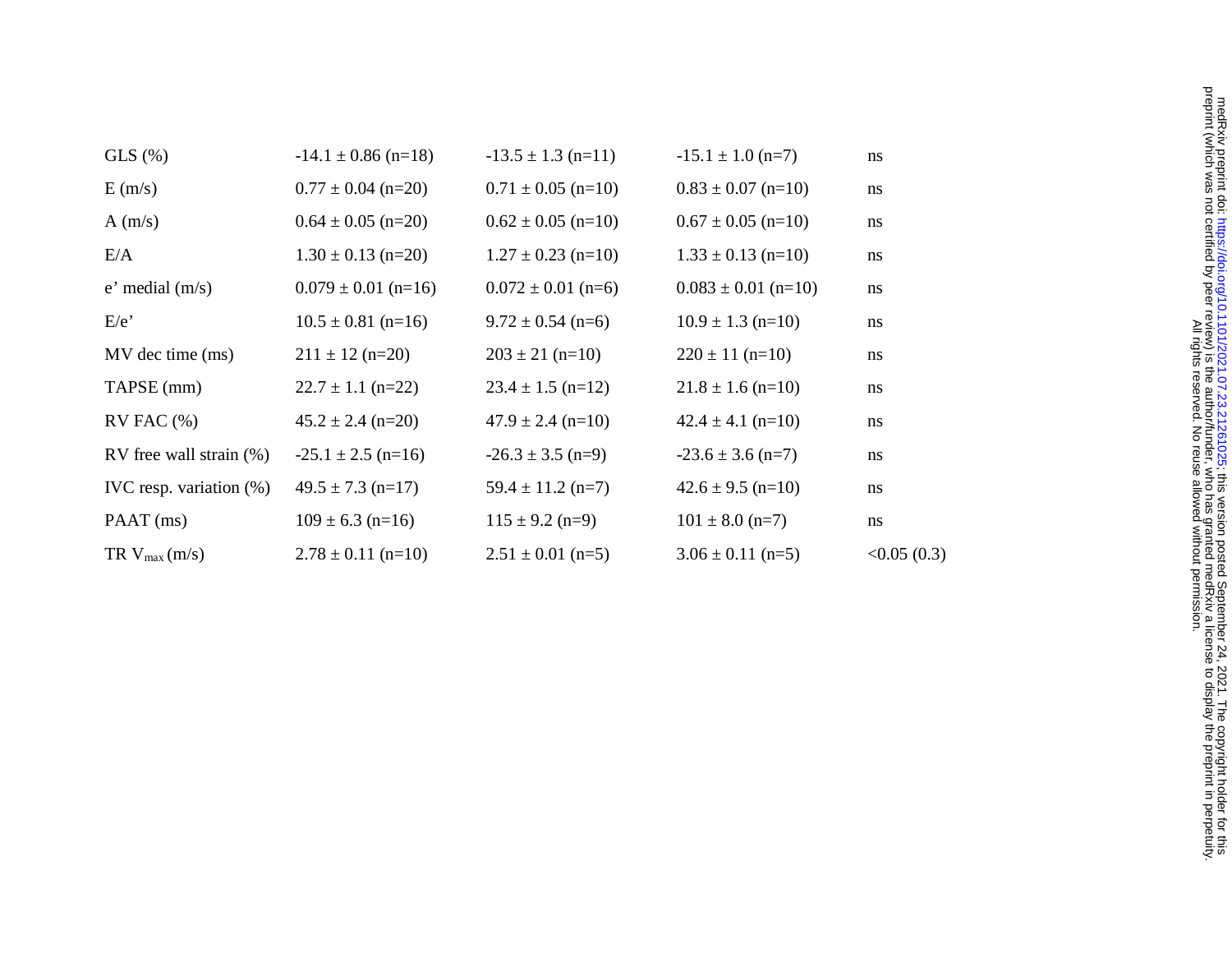| | | | | |
|---|---|---|---|---|
| GLS (%) | -14.1 ± 0.86 (n=18) | -13.5 ± 1.3 (n=11) | -15.1 ± 1.0 (n=7) | ns |
| E (m/s) | 0.77 ± 0.04 (n=20) | 0.71 ± 0.05 (n=10) | 0.83 ± 0.07 (n=10) | ns |
| A (m/s) | 0.64 ± 0.05 (n=20) | 0.62 ± 0.05 (n=10) | 0.67 ± 0.05 (n=10) | ns |
| E/A | 1.30 ± 0.13 (n=20) | 1.27 ± 0.23 (n=10) | 1.33 ± 0.13 (n=10) | ns |
| e' medial (m/s) | 0.079 ± 0.01 (n=16) | 0.072 ± 0.01 (n=6) | 0.083 ± 0.01 (n=10) | ns |
| E/e' | 10.5 ± 0.81 (n=16) | 9.72 ± 0.54 (n=6) | 10.9 ± 1.3 (n=10) | ns |
| MV dec time (ms) | 211 ± 12 (n=20) | 203 ± 21 (n=10) | 220 ± 11 (n=10) | ns |
| TAPSE (mm) | 22.7 ± 1.1 (n=22) | 23.4 ± 1.5 (n=12) | 21.8 ± 1.6 (n=10) | ns |
| RV FAC (%) | 45.2 ± 2.4 (n=20) | 47.9 ± 2.4 (n=10) | 42.4 ± 4.1 (n=10) | ns |
| RV free wall strain (%) | -25.1 ± 2.5 (n=16) | -26.3 ± 3.5 (n=9) | -23.6 ± 3.6 (n=7) | ns |
| IVC resp. variation (%) | 49.5 ± 7.3 (n=17) | 59.4 ± 11.2 (n=7) | 42.6 ± 9.5 (n=10) | ns |
| PAAT (ms) | 109 ± 6.3 (n=16) | 115 ± 9.2 (n=9) | 101 ± 8.0 (n=7) | ns |
| TR $V_{max}$ (m/s) | 2.78 ± 0.11 (n=10) | 2.51 ± 0.01 (n=5) | 3.06 ± 0.11 (n=5) | <0.05 (0.3) |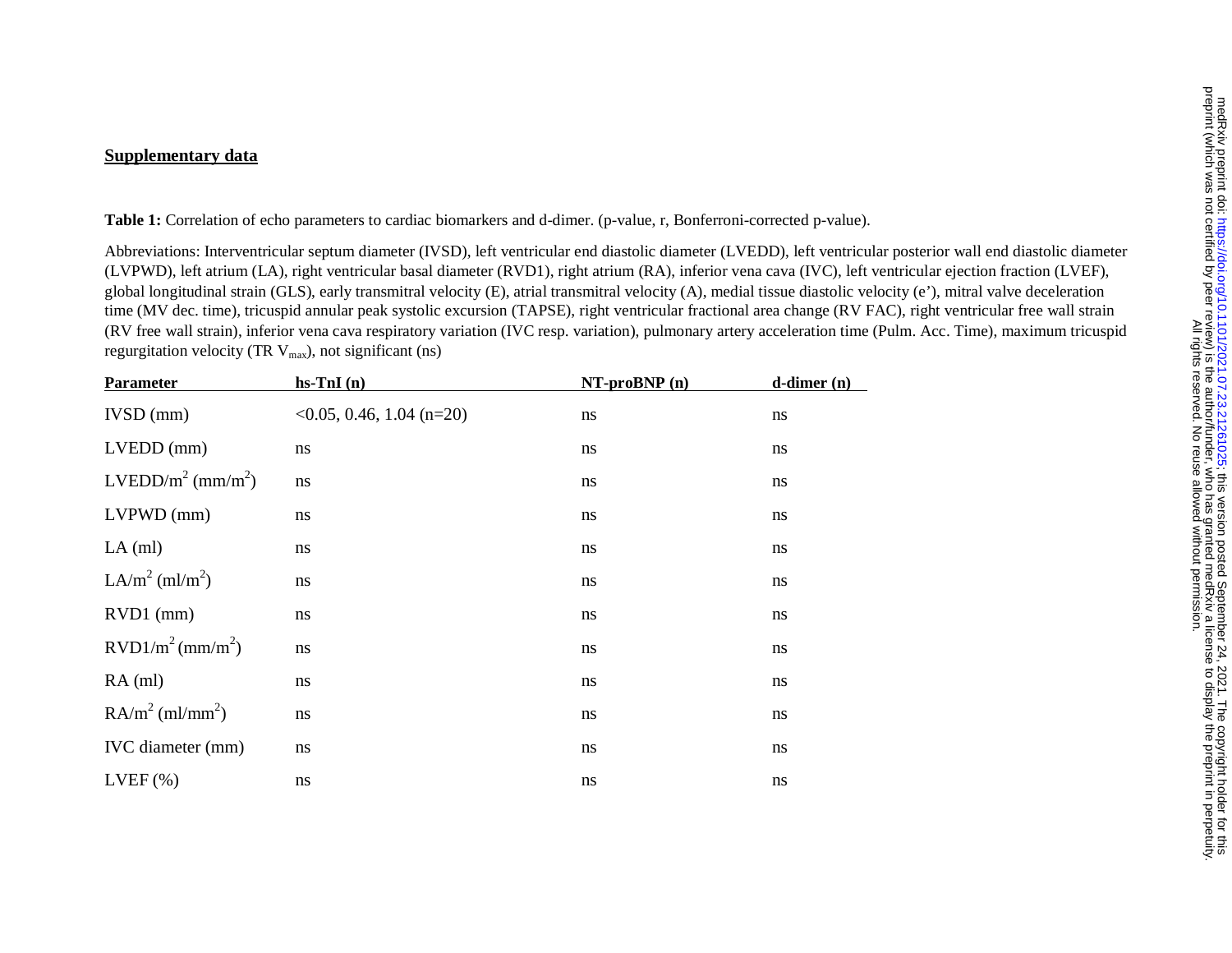**Supplementary data**

**Table 1:** Correlation of echo parameters to cardiac biomarkers and d-dimer. (p-value, r, Bonferroni-corrected p-value).

Abbreviations: Interventricular septum diameter (IVSD), left ventricular end diastolic diameter (LVEDD), left ventricular posterior wall end diastolic diameter (LVPWD), left atrium (LA), right ventricular basal diameter (RVD1), right atrium (RA), inferior vena cava (IVC), left ventricular ejection fraction (LVEF), global longitudinal strain (GLS), early transmitral velocity (E), atrial transmitral velocity (A), medial tissue diastolic velocity (e'), mitral valve deceleration time (MV dec. time), tricuspid annular peak systolic excursion (TAPSE), right ventricular fractional area change (RV FAC), right ventricular free wall strain (RV free wall strain), inferior vena cava respiratory variation (IVC resp. variation), pulmonary artery acceleration time (Pulm. Acc. Time), maximum tricuspid regurgitation velocity (TR $V_{max}$), not significant (ns)

| Parameter | hs-TnI (n) | NT-proBNP (n) | d-dimer (n) |
|---|---|---|---|
| IVSD (mm) | <0.05, 0.46, 1.04 (n=20) | ns | ns |
| LVEDD (mm) | ns | ns | ns |
| LVEDD/$m^2$ ($mm/m^2$) | ns | ns | ns |
| LVPWD (mm) | ns | ns | ns |
| LA (ml) | ns | ns | ns |
| LA/$m^2$ ($ml/m^2$) | ns | ns | ns |
| RVD1 (mm) | ns | ns | ns |
| RVD1/$m^2$ ($mm/m^2$) | ns | ns | ns |
| RA (ml) | ns | ns | ns |
| RA/$m^2$ ($ml/mm^2$) | ns | ns | ns |
| IVC diameter (mm) | ns | ns | ns |
| LVEF (%) | ns | ns | ns |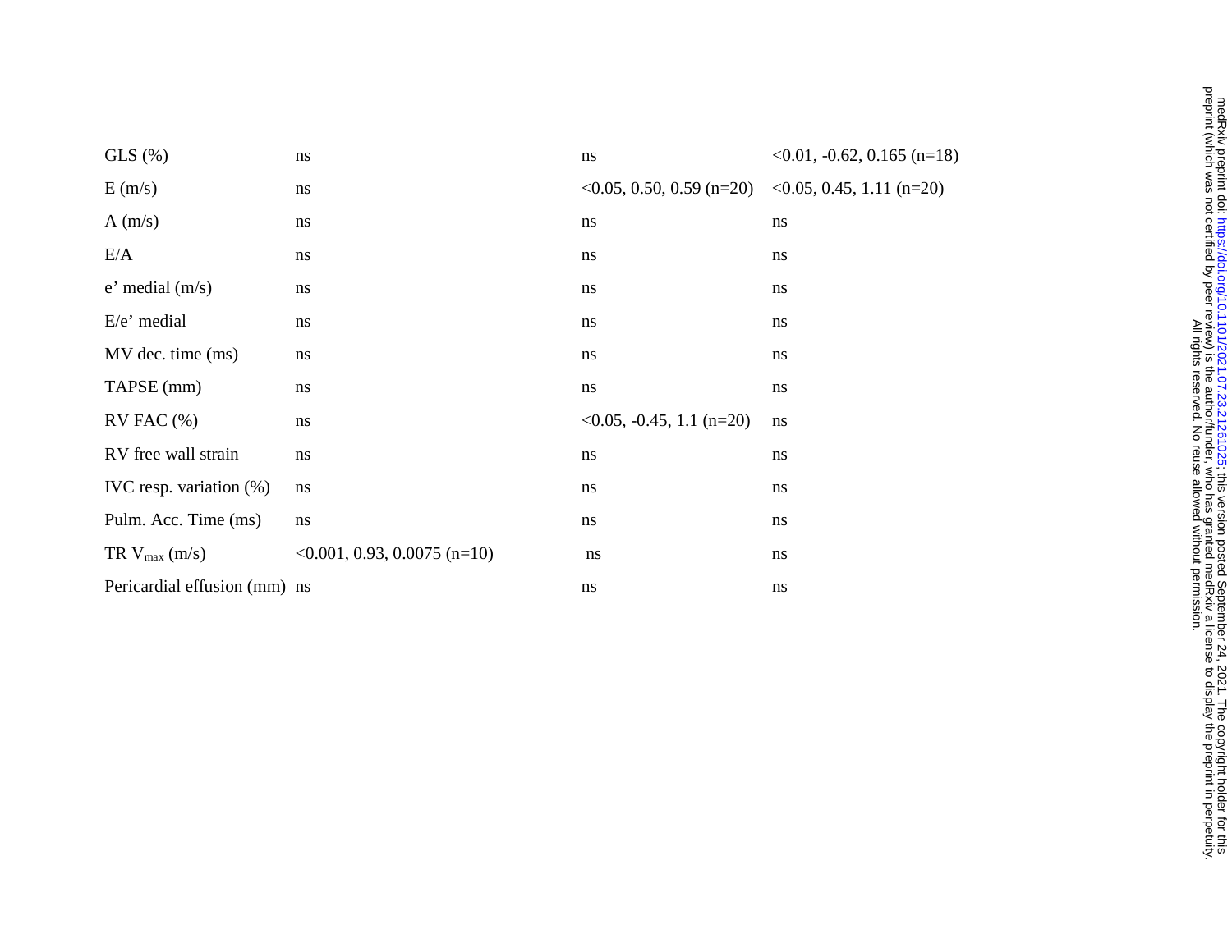| | | | |
|---|---|---|---|
| GLS (%) | ns | ns | <0.01, -0.62, 0.165 (n=18) |
| E (m/s) | ns | <0.05, 0.50, 0.59 (n=20) | <0.05, 0.45, 1.11 (n=20) |
| A (m/s) | ns | ns | ns |
| E/A | ns | ns | ns |
| e’ medial (m/s) | ns | ns | ns |
| E/e’ medial | ns | ns | ns |
| MV dec. time (ms) | ns | ns | ns |
| TAPSE (mm) | ns | ns | ns |
| RV FAC (%) | ns | <0.05, -0.45, 1.1 (n=20) | ns |
| RV free wall strain | ns | ns | ns |
| IVC resp. variation (%) | ns | ns | ns |
| Pulm. Acc. Time (ms) | ns | ns | ns |
| TR $V_{max}$ (m/s) | <0.001, 0.93, 0.0075 (n=10) | ns | ns |
| Pericardial effusion (mm) | ns | ns | ns |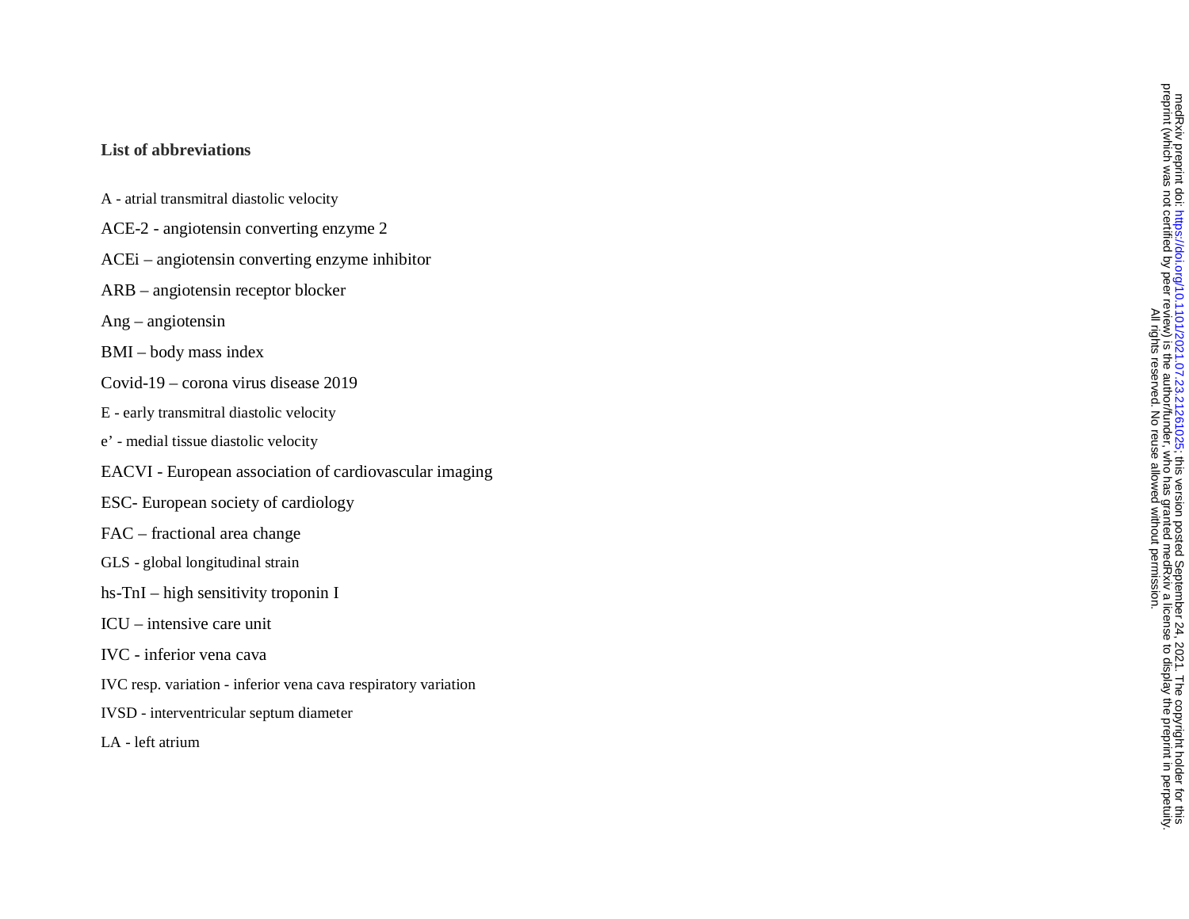## List of abbreviations

A - atrial transmitral diastolic velocity

ACE-2 - angiotensin converting enzyme 2

ACEi – angiotensin converting enzyme inhibitor

ARB – angiotensin receptor blocker

Ang – angiotensin

BMI – body mass index

Covid-19 – corona virus disease 2019

E - early transmitral diastolic velocity

e' - medial tissue diastolic velocity

EACVI - European association of cardiovascular imaging

ESC- European society of cardiology

FAC – fractional area change

GLS - global longitudinal strain

hs-TnI – high sensitivity troponin I

ICU – intensive care unit

IVC - inferior vena cava

IVC resp. variation - inferior vena cava respiratory variation

IVSD - interventricular septum diameter

LA - left atrium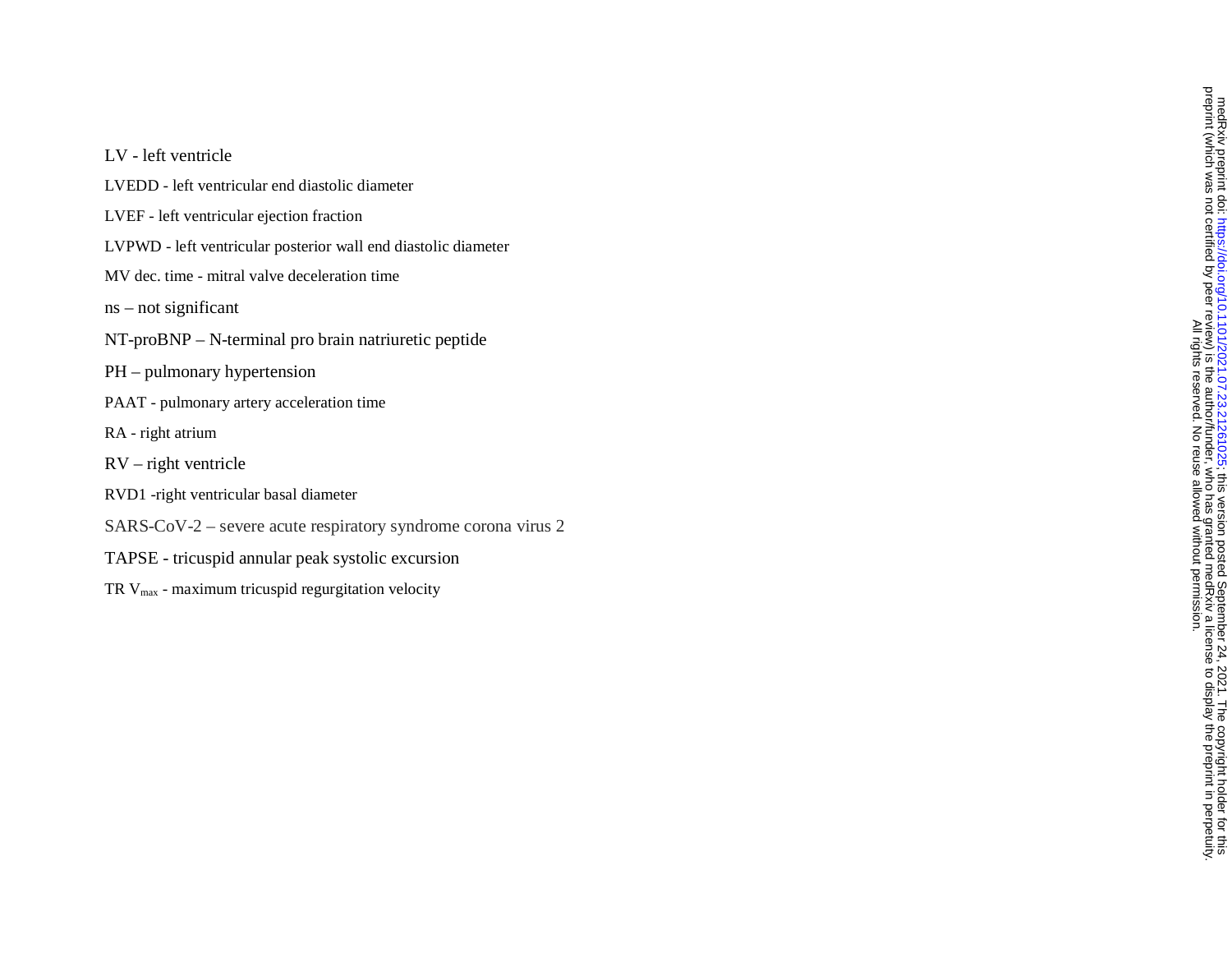LV - left ventricle

LVEDD - left ventricular end diastolic diameter

LVEF - left ventricular ejection fraction

LVPWD - left ventricular posterior wall end diastolic diameter

MV dec. time - mitral valve deceleration time

ns – not significant

NT-proBNP – N-terminal pro brain natriuretic peptide

PH – pulmonary hypertension

PAAT - pulmonary artery acceleration time

RA - right atrium

RV – right ventricle

RVD1 -right ventricular basal diameter

SARS-CoV-2 – severe acute respiratory syndrome corona virus 2

TAPSE - tricuspid annular peak systolic excursion

TR $V_{max}$ - maximum tricuspid regurgitation velocity